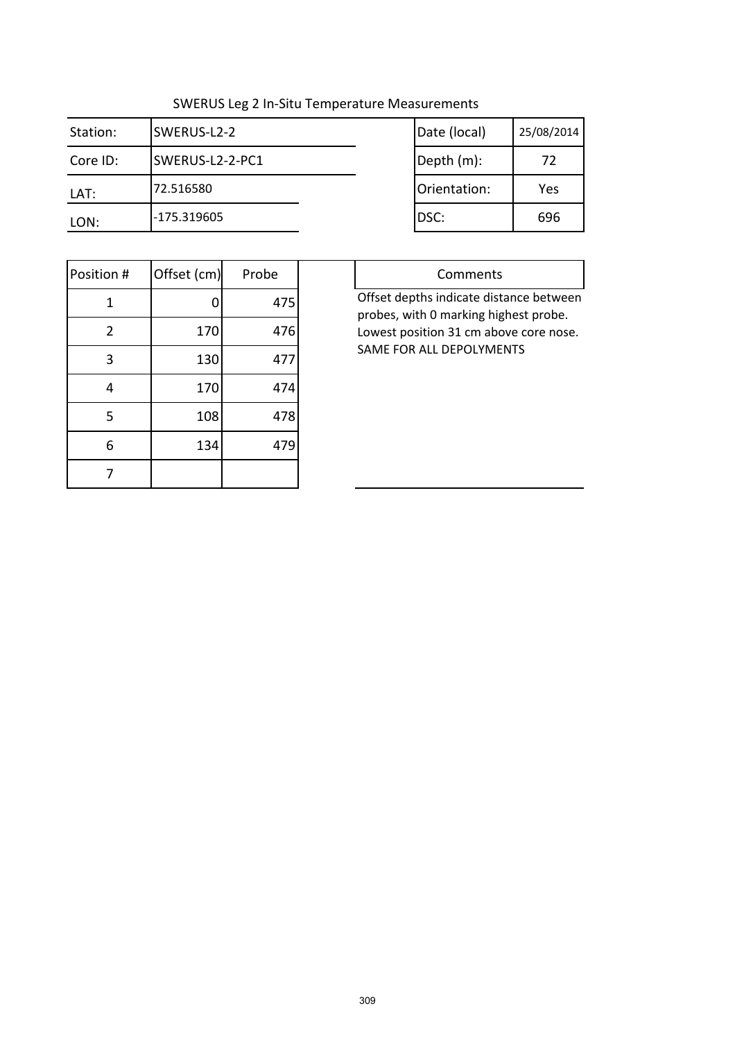# SWERUS Leg 2 In-Situ Temperature Measurements

| | | | | |
|---|---|---|---|---|
| Station: | SWERUS-L2-2 | | Date (local) | 25/08/2014 |
| Core ID: | SWERUS-L2-2-PC1 | | Depth (m): | 72 |
| LAT: | 72.516580 | | Orientation: | Yes |
| LON: | -175.319605 | | DSC: | 696 |

| Position # | Offset (cm) | Probe |
|---|---|---|
| 1 | 0 | 475 |
| 2 | 170 | 476 |
| 3 | 130 | 477 |
| 4 | 170 | 474 |
| 5 | 108 | 478 |
| 6 | 134 | 479 |
| 7 | | |

**Comments**

Offset depths indicate distance between probes, with 0 marking highest probe. Lowest position 31 cm above core nose. SAME FOR ALL DEPOLYMENTS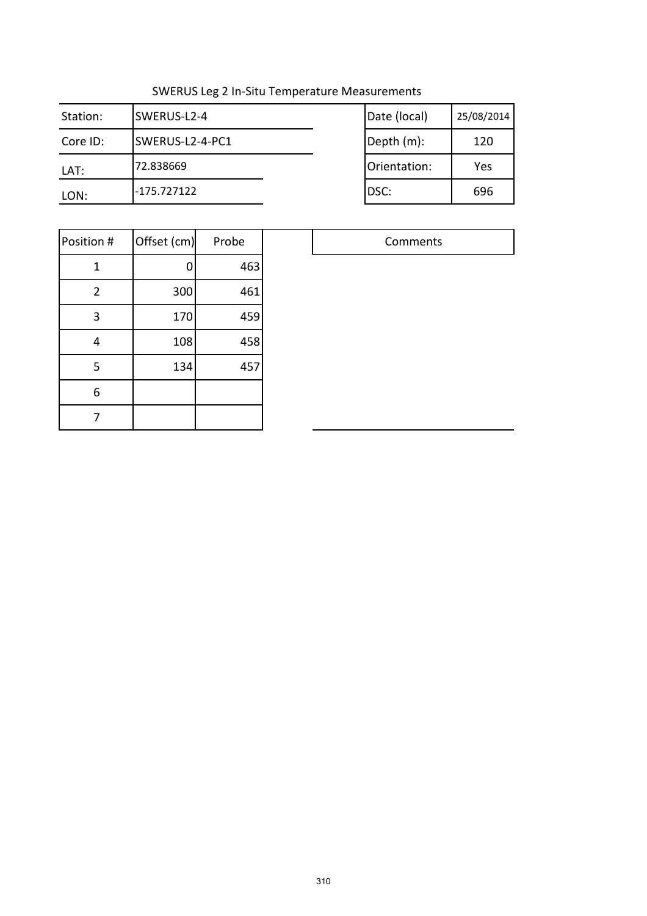SWERUS Leg 2 In-Situ Temperature Measurements

| Station: | SWERUS-L2-4 | Date (local) | 25/08/2014 |
|---|---|---|---|
| Core ID: | SWERUS-L2-4-PC1 | Depth (m): | 120 |
| LAT: | 72.838669 | Orientation: | Yes |
| LON: | -175.727122 | DSC: | 696 |

| Position # | Offset (cm) | Probe |
|---|---|---|
| 1 | 0 | 463 |
| 2 | 300 | 461 |
| 3 | 170 | 459 |
| 4 | 108 | 458 |
| 5 | 134 | 457 |
| 6 | | |
| 7 | | |

| Comments |
|---|
| |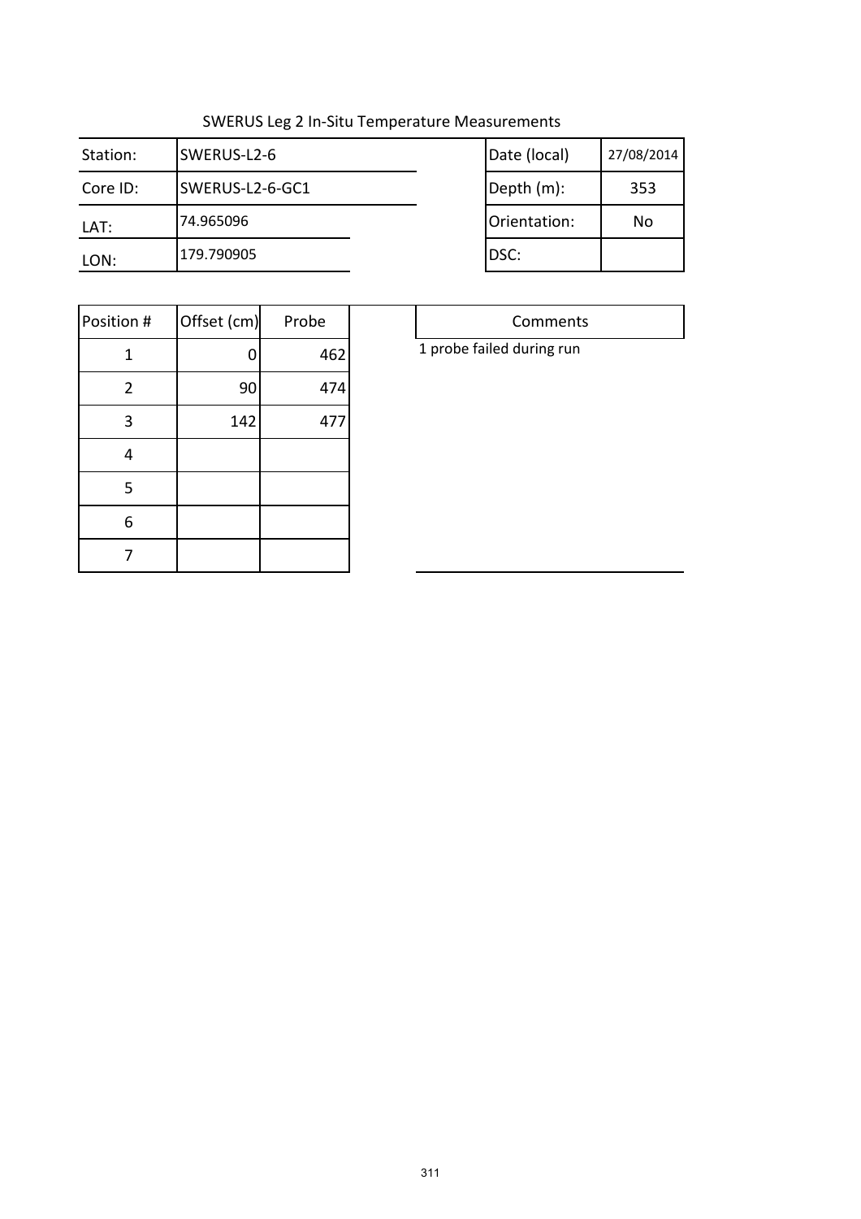SWERUS Leg 2 In-Situ Temperature Measurements

| Station: | SWERUS-L2-6 | Date (local) | 27/08/2014 |
|---|---|---|---|
| Core ID: | SWERUS-L2-6-GC1 | Depth (m): | 353 |
| LAT: | 74.965096 | Orientation: | No |
| LON: | 179.790905 | DSC: | |

| Position # | Offset (cm) | Probe |
|---|---|---|
| 1 | 0 | 462 |
| 2 | 90 | 474 |
| 3 | 142 | 477 |
| 4 | | |
| 5 | | |
| 6 | | |
| 7 | | |

| Comments |
|---|
| 1 probe failed during run |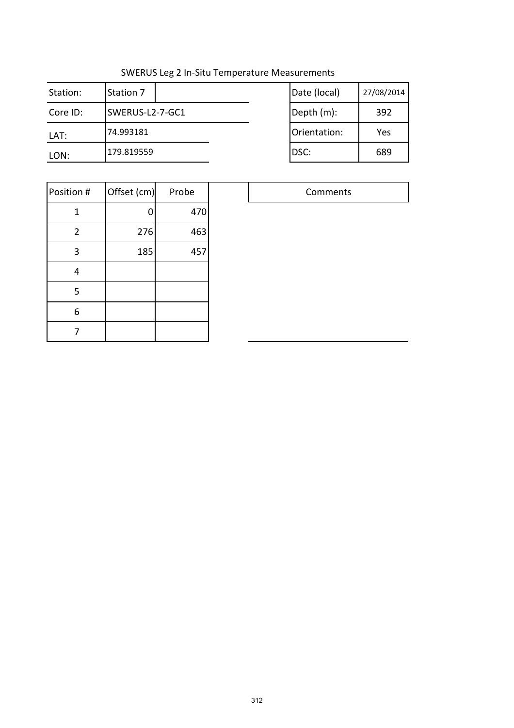SWERUS Leg 2 In-Situ Temperature Measurements

| | | | |
|---|---|---|---|
| Station: | Station 7 | Date (local) | 27/08/2014 |
| Core ID: | SWERUS-L2-7-GC1 | Depth (m): | 392 |
| LAT: | 74.993181 | Orientation: | Yes |
| LON: | 179.819559 | DSC: | 689 |

| Position # | Offset (cm) | Probe |
|---|---|---|
| 1 | 0 | 470 |
| 2 | 276 | 463 |
| 3 | 185 | 457 |
| 4 | | |
| 5 | | |
| 6 | | |
| 7 | | |

| Comments |
|---|
| |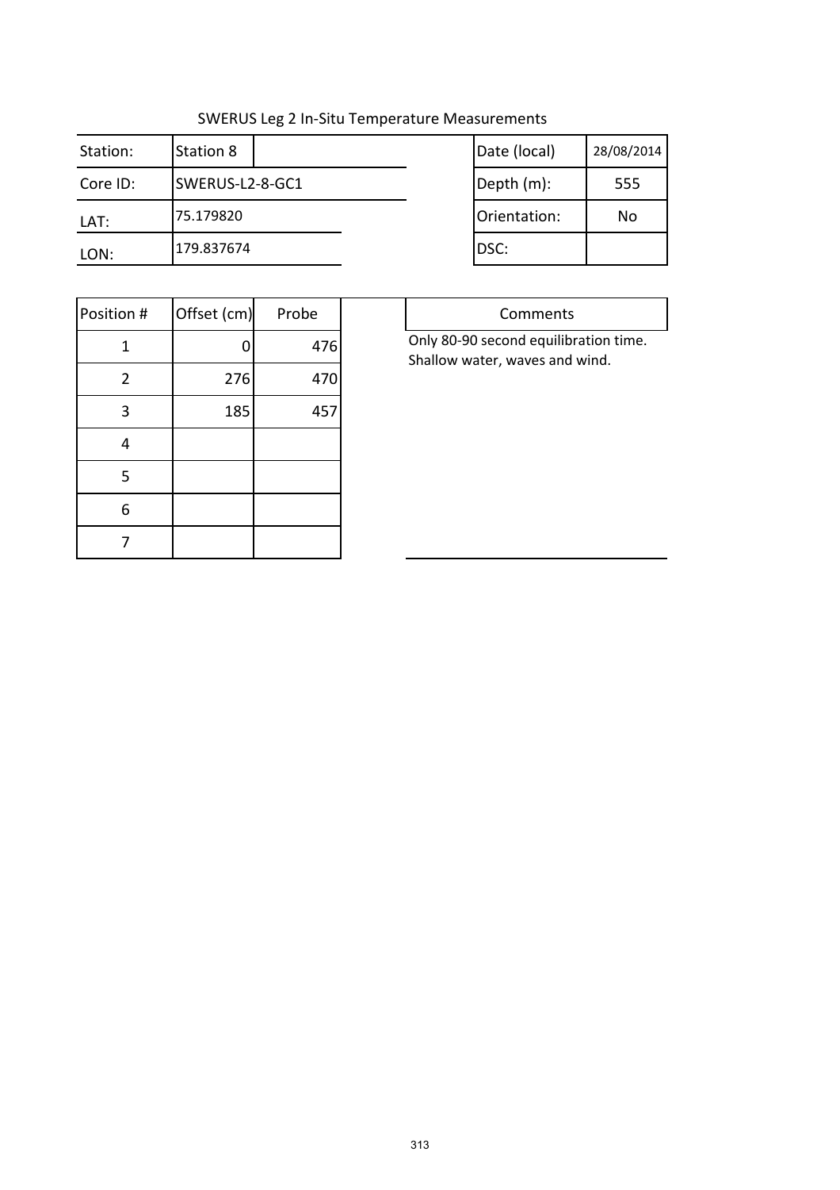# SWERUS Leg 2 In-Situ Temperature Measurements

| Station: | Station 8 | Date (local) | 28/08/2014 |
|---|---|---|---|
| Core ID: | SWERUS-L2-8-GC1 | Depth (m): | 555 |
| LAT: | 75.179820 | Orientation: | No |
| LON: | 179.837674 | DSC: | |

| Position # | Offset (cm) | Probe |
|---|---|---|
| 1 | 0 | 476 |
| 2 | 276 | 470 |
| 3 | 185 | 457 |
| 4 | | |
| 5 | | |
| 6 | | |
| 7 | | |

**Comments**

Only 80-90 second equilibration time.
Shallow water, waves and wind.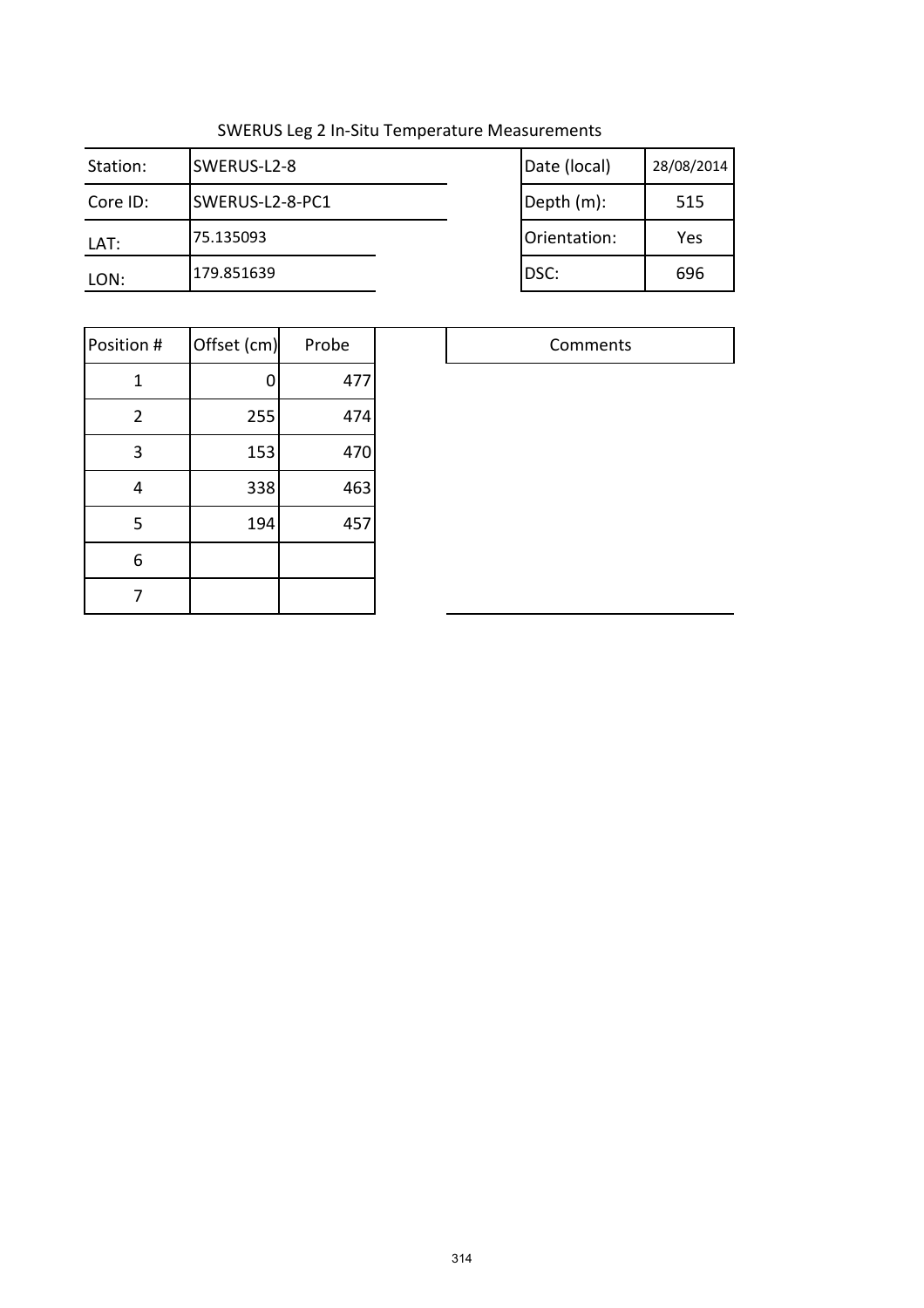SWERUS Leg 2 In-Situ Temperature Measurements

| Station: | SWERUS-L2-8 | Date (local) | 28/08/2014 |
|---|---|---|---|
| Core ID: | SWERUS-L2-8-PC1 | Depth (m): | 515 |
| LAT: | 75.135093 | Orientation: | Yes |
| LON: | 179.851639 | DSC: | 696 |

| Position # | Offset (cm) | Probe |
|---|---|---|
| 1 | 0 | 477 |
| 2 | 255 | 474 |
| 3 | 153 | 470 |
| 4 | 338 | 463 |
| 5 | 194 | 457 |
| 6 | | |
| 7 | | |

| Comments |
|---|
| |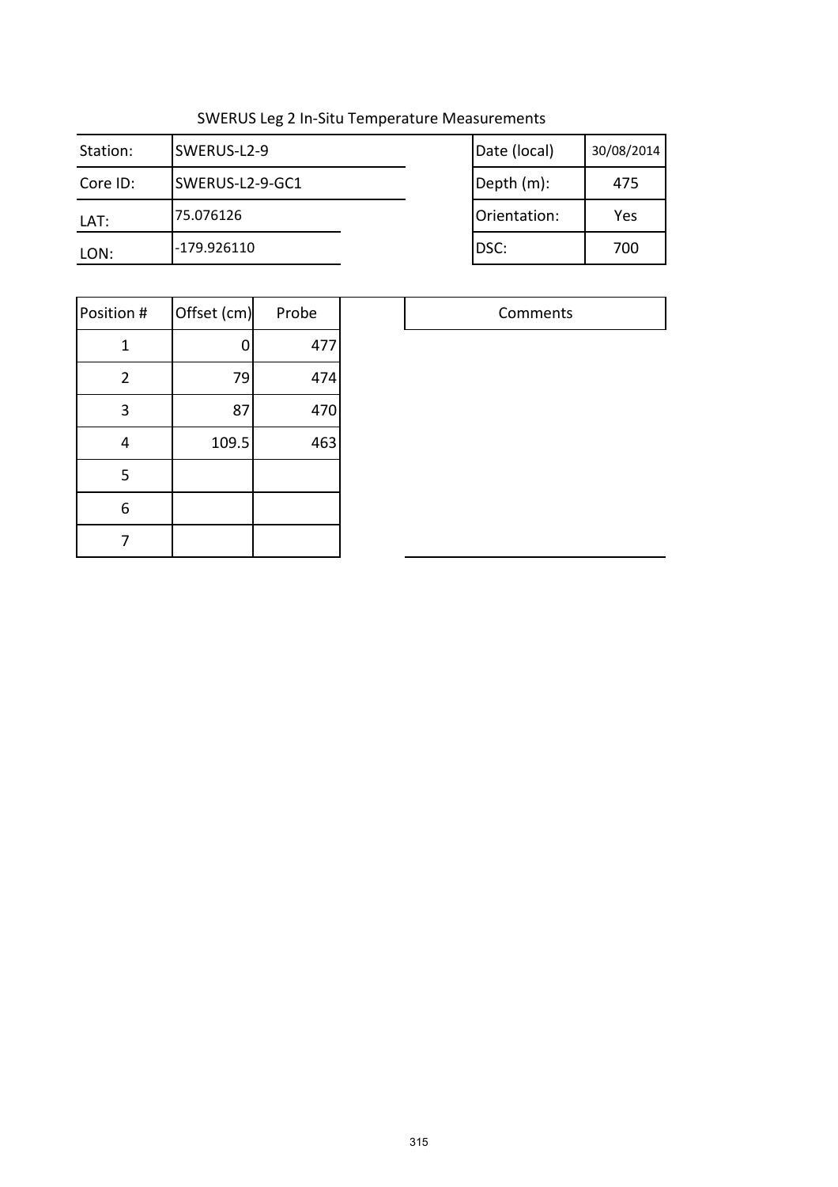SWERUS Leg 2 In-Situ Temperature Measurements

| Station: | SWERUS-L2-9 | Date (local) | 30/08/2014 |
|---|---|---|---|
| Core ID: | SWERUS-L2-9-GC1 | Depth (m): | 475 |
| LAT: | 75.076126 | Orientation: | Yes |
| LON: | -179.926110 | DSC: | 700 |

| Position # | Offset (cm) | Probe | Comments |
|---|---|---|---|
| 1 | 0 | 477 | |
| 2 | 79 | 474 | |
| 3 | 87 | 470 | |
| 4 | 109.5 | 463 | |
| 5 | | | |
| 6 | | | |
| 7 | | | |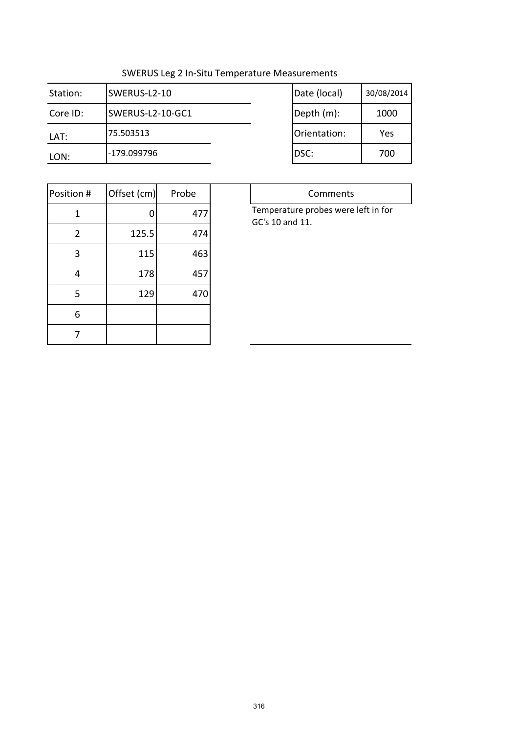SWERUS Leg 2 In-Situ Temperature Measurements

| Station: | SWERUS-L2-10 | Date (local) | 30/08/2014 |
|---|---|---|---|
| Core ID: | SWERUS-L2-10-GC1 | Depth (m): | 1000 |
| LAT: | 75.503513 | Orientation: | Yes |
| LON: | -179.099796 | DSC: | 700 |

| Position # | Offset (cm) | Probe |
|---|---|---|
| 1 | 0 | 477 |
| 2 | 125.5 | 474 |
| 3 | 115 | 463 |
| 4 | 178 | 457 |
| 5 | 129 | 470 |
| 6 | | |
| 7 | | |

| Comments |
|---|
| Temperature probes were left in for GC's 10 and 11. |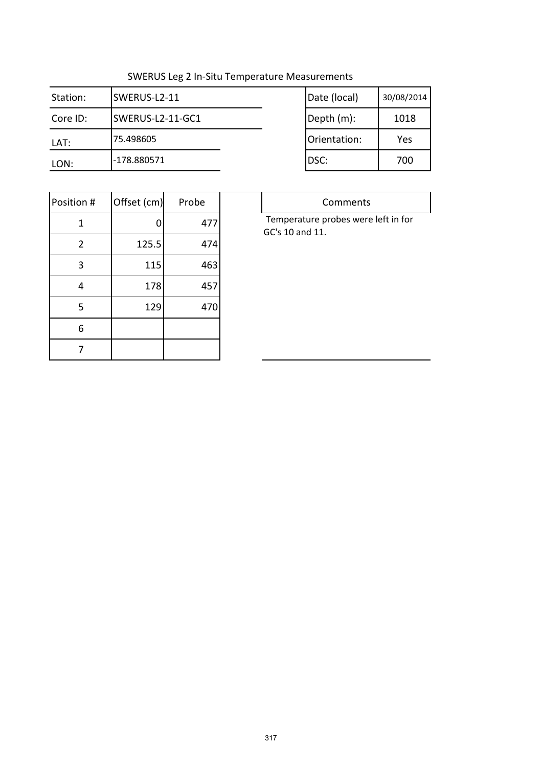SWERUS Leg 2 In-Situ Temperature Measurements

| Station: | SWERUS-L2-11 | Date (local) | 30/08/2014 |
|---|---|---|---|
| Core ID: | SWERUS-L2-11-GC1 | Depth (m): | 1018 |
| LAT: | 75.498605 | Orientation: | Yes |
| LON: | -178.880571 | DSC: | 700 |

| Position # | Offset (cm) | Probe |
|---|---|---|
| 1 | 0 | 477 |
| 2 | 125.5 | 474 |
| 3 | 115 | 463 |
| 4 | 178 | 457 |
| 5 | 129 | 470 |
| 6 | | |
| 7 | | |

| Comments |
|---|
| Temperature probes were left in for GC's 10 and 11. |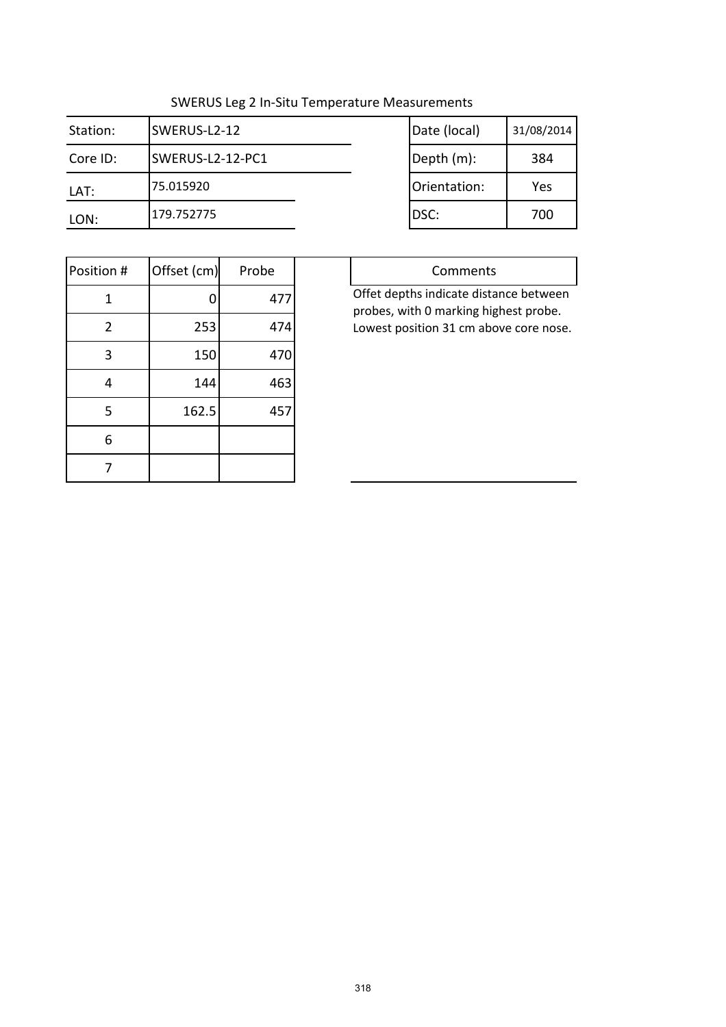SWERUS Leg 2 In-Situ Temperature Measurements

| Station: | SWERUS-L2-12 |
|---|---|
| Core ID: | SWERUS-L2-12-PC1 |
| LAT: | 75.015920 |
| LON: | 179.752775 |

| Date (local) | 31/08/2014 |
|---|---|
| Depth (m): | 384 |
| Orientation: | Yes |
| DSC: | 700 |

| Position # | Offset (cm) | Probe |
|---|---|---|
| 1 | 0 | 477 |
| 2 | 253 | 474 |
| 3 | 150 | 470 |
| 4 | 144 | 463 |
| 5 | 162.5 | 457 |
| 6 | | |
| 7 | | |

**Comments**

Offet depths indicate distance between probes, with 0 marking highest probe. Lowest position 31 cm above core nose.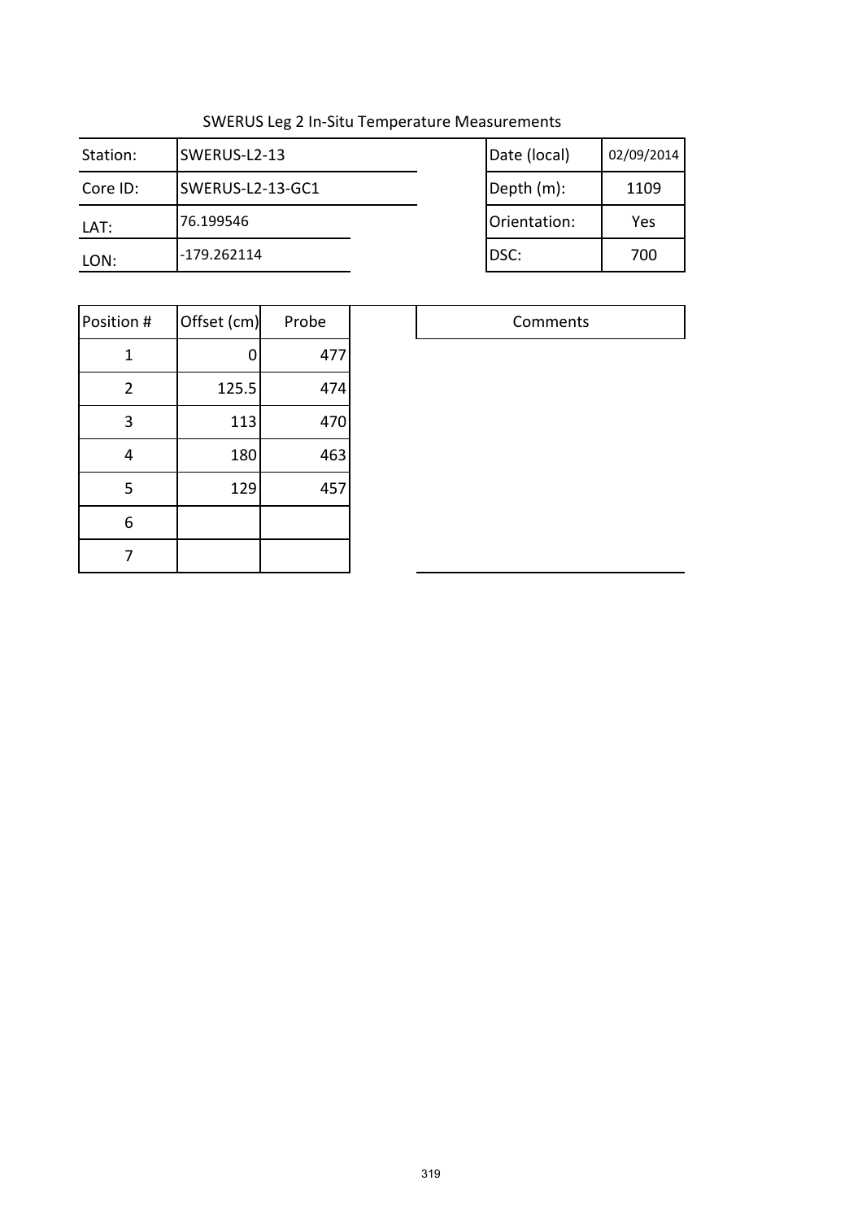SWERUS Leg 2 In-Situ Temperature Measurements

| Station: | SWERUS-L2-13 | Date (local) | 02/09/2014 |
|---|---|---|---|
| Core ID: | SWERUS-L2-13-GC1 | Depth (m): | 1109 |
| LAT: | 76.199546 | Orientation: | Yes |
| LON: | -179.262114 | DSC: | 700 |

| Position # | Offset (cm) | Probe |
|---|---|---|
| 1 | 0 | 477 |
| 2 | 125.5 | 474 |
| 3 | 113 | 470 |
| 4 | 180 | 463 |
| 5 | 129 | 457 |
| 6 | | |
| 7 | | |

| Comments |
|---|
| |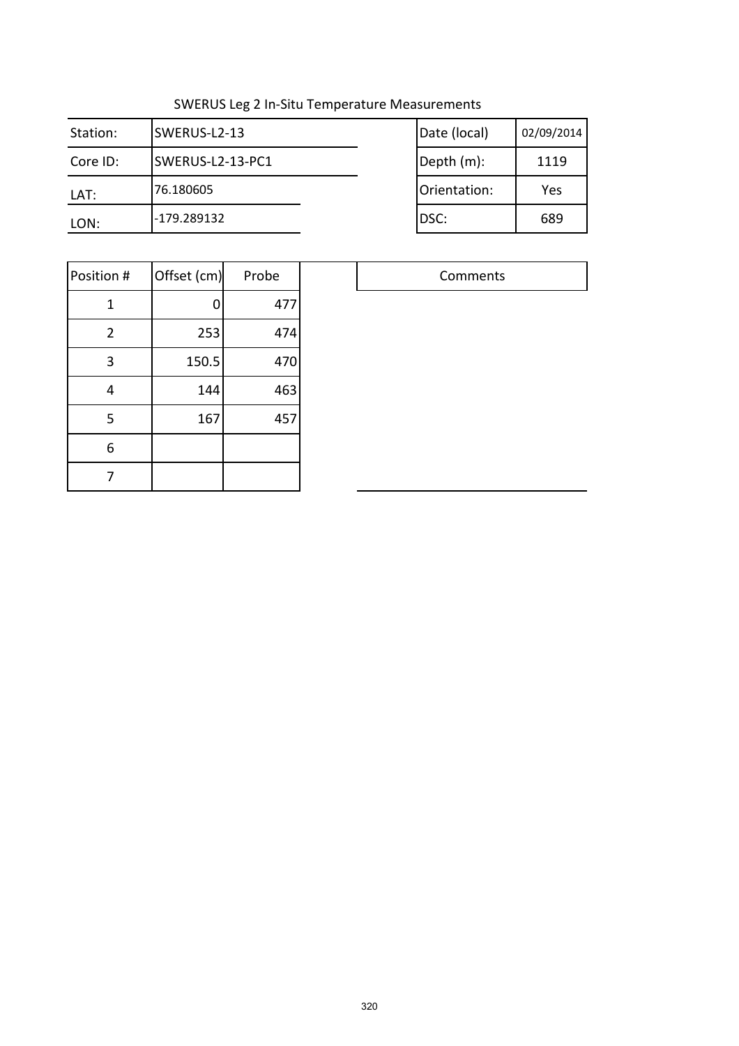SWERUS Leg 2 In-Situ Temperature Measurements

| Station: | SWERUS-L2-13 | Date (local) | 02/09/2014 |
| --- | --- | --- | --- |
| Core ID: | SWERUS-L2-13-PC1 | Depth (m): | 1119 |
| LAT: | 76.180605 | Orientation: | Yes |
| LON: | -179.289132 | DSC: | 689 |

| Position # | Offset (cm) | Probe |
| --- | --- | --- |
| 1 | 0 | 477 |
| 2 | 253 | 474 |
| 3 | 150.5 | 470 |
| 4 | 144 | 463 |
| 5 | 167 | 457 |
| 6 | | |
| 7 | | |

| Comments |
| --- |
| |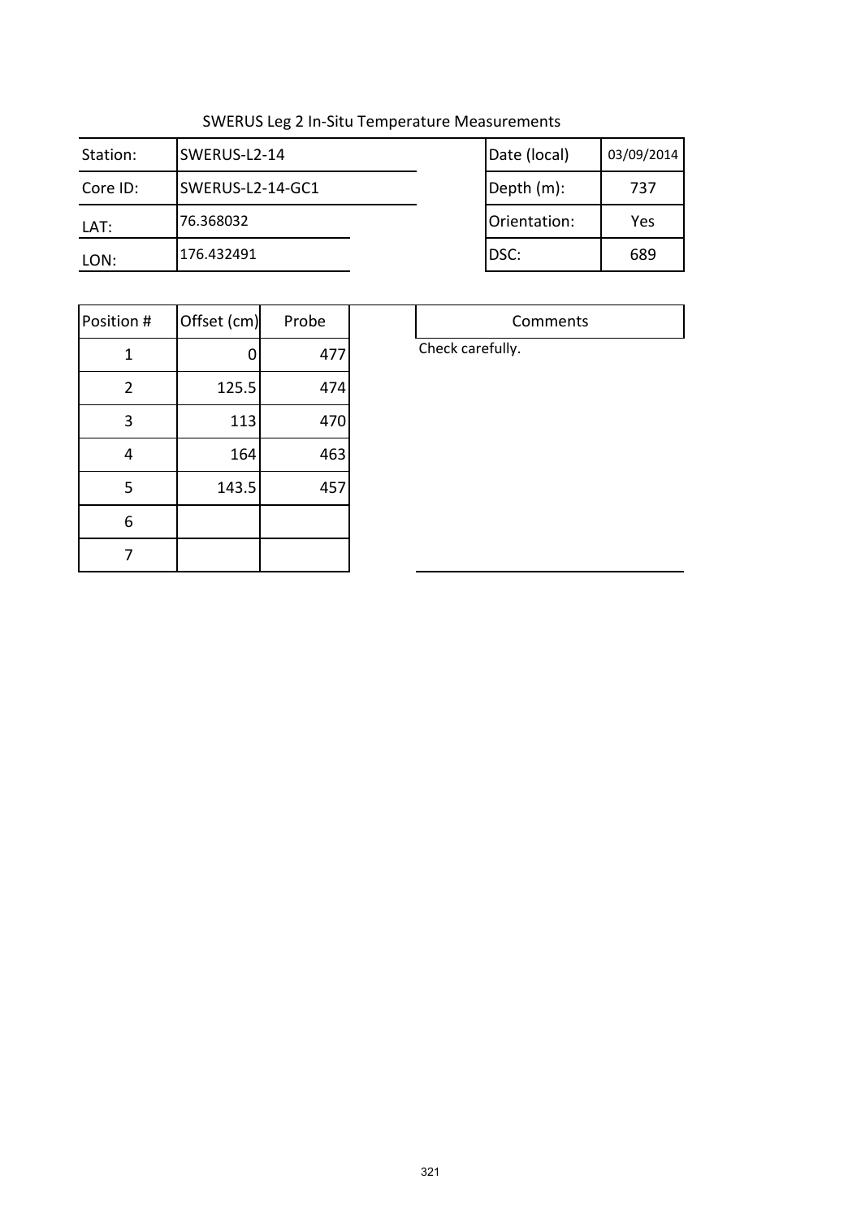SWERUS Leg 2 In-Situ Temperature Measurements

| Station: | SWERUS-L2-14 | Date (local) | 03/09/2014 |
|---|---|---|---|
| Core ID: | SWERUS-L2-14-GC1 | Depth (m): | 737 |
| LAT: | 76.368032 | Orientation: | Yes |
| LON: | 176.432491 | DSC: | 689 |

| Position # | Offset (cm) | Probe |
|---|---|---|
| 1 | 0 | 477 |
| 2 | 125.5 | 474 |
| 3 | 113 | 470 |
| 4 | 164 | 463 |
| 5 | 143.5 | 457 |
| 6 | | |
| 7 | | |

| Comments |
|---|
| Check carefully. |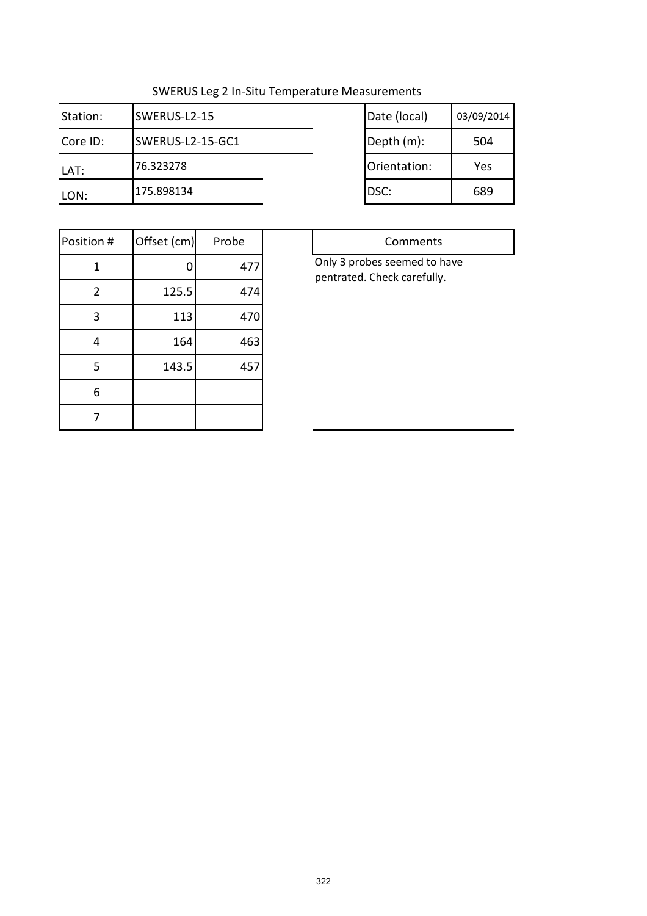# SWERUS Leg 2 In-Situ Temperature Measurements

| Station: | SWERUS-L2-15 | Date (local) | 03/09/2014 |
|---|---|---|---|
| Core ID: | SWERUS-L2-15-GC1 | Depth (m): | 504 |
| LAT: | 76.323278 | Orientation: | Yes |
| LON: | 175.898134 | DSC: | 689 |

| Position # | Offset (cm) | Probe |
|---|---|---|
| 1 | 0 | 477 |
| 2 | 125.5 | 474 |
| 3 | 113 | 470 |
| 4 | 164 | 463 |
| 5 | 143.5 | 457 |
| 6 | | |
| 7 | | |

**Comments**

Only 3 probes seemed to have pentrated. Check carefully.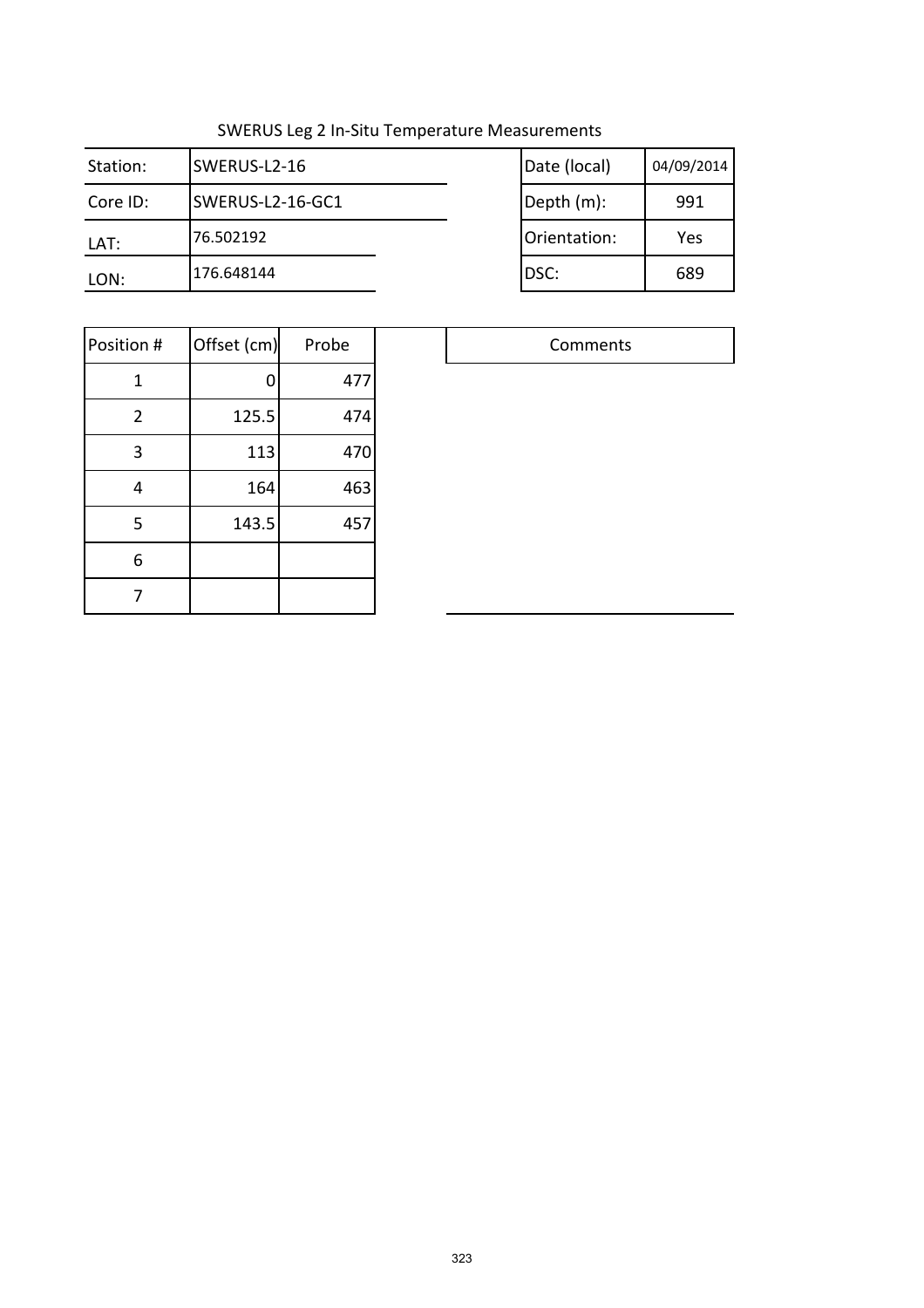SWERUS Leg 2 In-Situ Temperature Measurements

| | | | | |
|---|---|---|---|---|
| Station: | SWERUS-L2-16 | | Date (local) | 04/09/2014 |
| Core ID: | SWERUS-L2-16-GC1 | | Depth (m): | 991 |
| LAT: | 76.502192 | | Orientation: | Yes |
| LON: | 176.648144 | | DSC: | 689 |

| Position # | Offset (cm) | Probe |
|---|---|---|
| 1 | 0 | 477 |
| 2 | 125.5 | 474 |
| 3 | 113 | 470 |
| 4 | 164 | 463 |
| 5 | 143.5 | 457 |
| 6 | | |
| 7 | | |

| Comments |
|---|
| |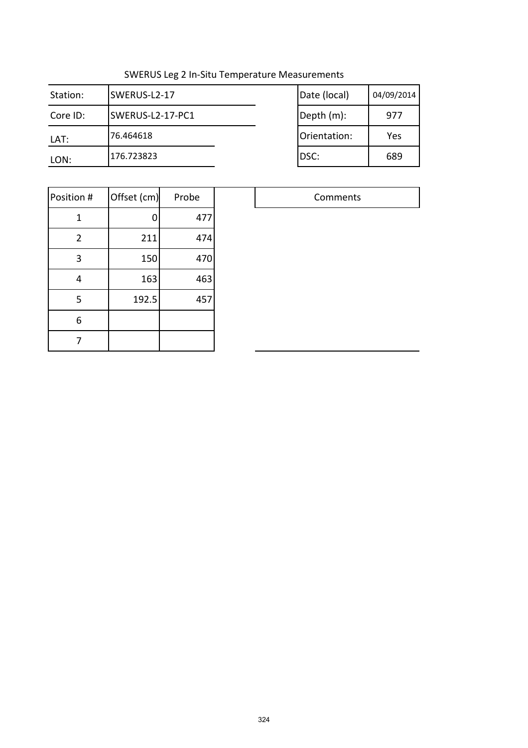SWERUS Leg 2 In-Situ Temperature Measurements

| Station: | SWERUS-L2-17 | Date (local) | 04/09/2014 |
|---|---|---|---|
| Core ID: | SWERUS-L2-17-PC1 | Depth (m): | 977 |
| LAT: | 76.464618 | Orientation: | Yes |
| LON: | 176.723823 | DSC: | 689 |

| Position # | Offset (cm) | Probe |
|---|---|---|
| 1 | 0 | 477 |
| 2 | 211 | 474 |
| 3 | 150 | 470 |
| 4 | 163 | 463 |
| 5 | 192.5 | 457 |
| 6 | | |
| 7 | | |

| Comments |
|---|
| |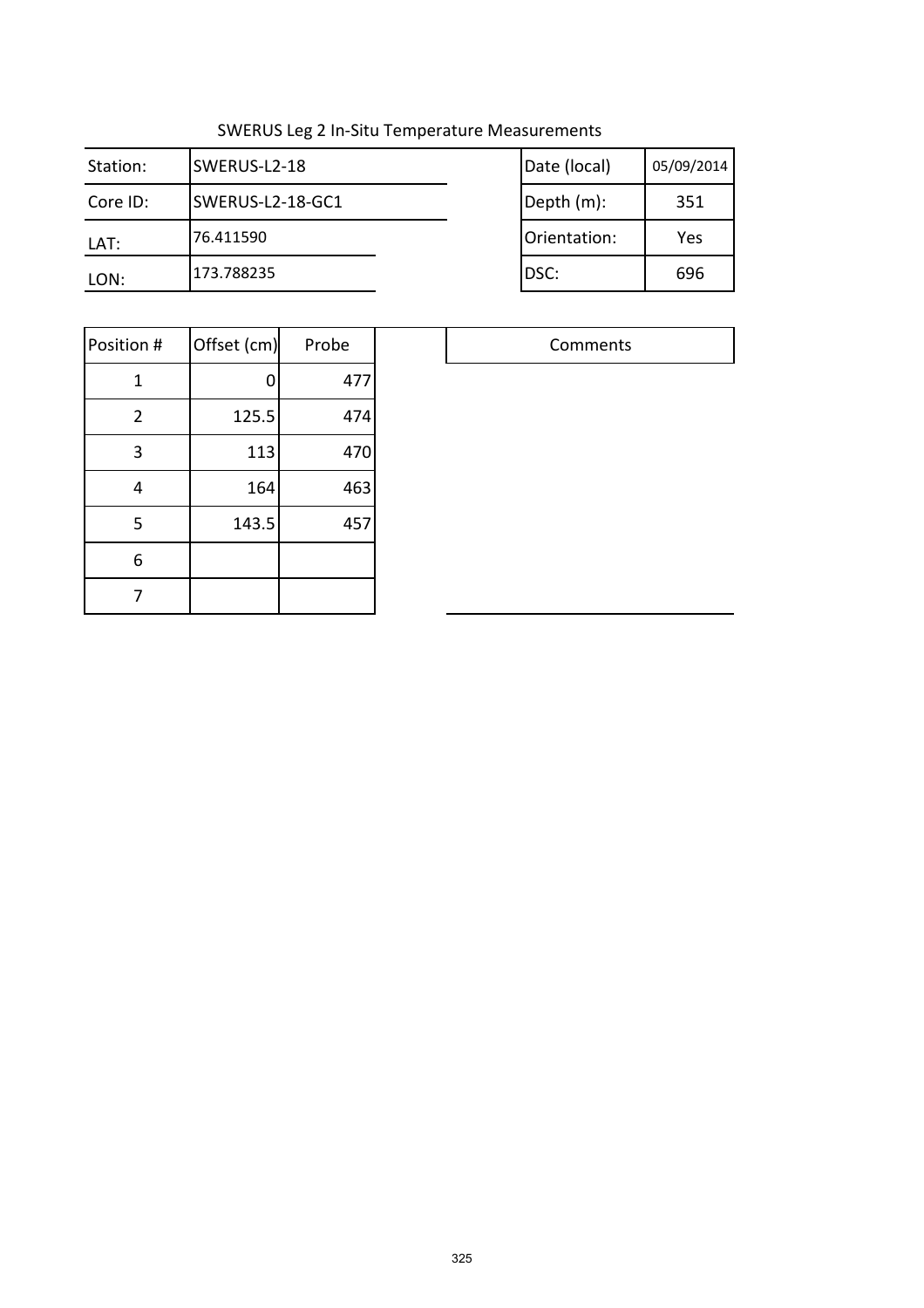SWERUS Leg 2 In-Situ Temperature Measurements

| Station: | SWERUS-L2-18 | Date (local) | 05/09/2014 |
|---|---|---|---|
| Core ID: | SWERUS-L2-18-GC1 | Depth (m): | 351 |
| LAT: | 76.411590 | Orientation: | Yes |
| LON: | 173.788235 | DSC: | 696 |

| Position # | Offset (cm) | Probe |
|---|---|---|
| 1 | 0 | 477 |
| 2 | 125.5 | 474 |
| 3 | 113 | 470 |
| 4 | 164 | 463 |
| 5 | 143.5 | 457 |
| 6 | | |
| 7 | | |

| Comments |
|---|
| |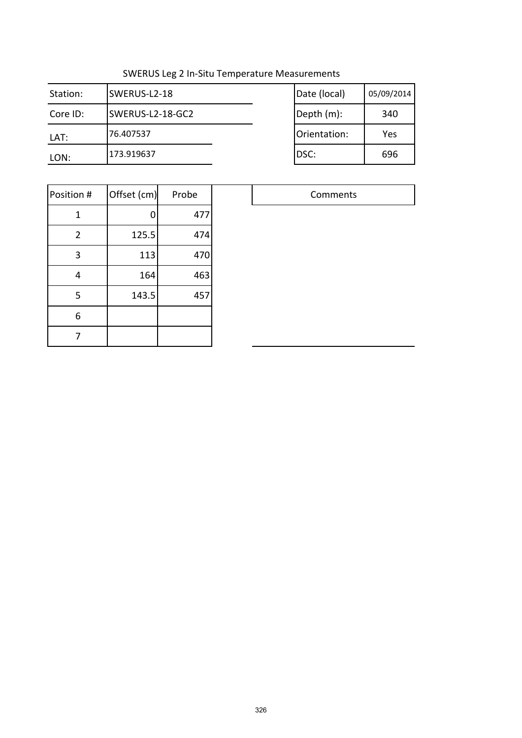# SWERUS Leg 2 In-Situ Temperature Measurements

| Station: | SWERUS-L2-18 | Date (local) | 05/09/2014 |
|---|---|---|---|
| Core ID: | SWERUS-L2-18-GC2 | Depth (m): | 340 |
| LAT: | 76.407537 | Orientation: | Yes |
| LON: | 173.919637 | DSC: | 696 |

| Position # | Offset (cm) | Probe |
|---|---|---|
| 1 | 0 | 477 |
| 2 | 125.5 | 474 |
| 3 | 113 | 470 |
| 4 | 164 | 463 |
| 5 | 143.5 | 457 |
| 6 | | |
| 7 | | |

| Comments |
|---|
| |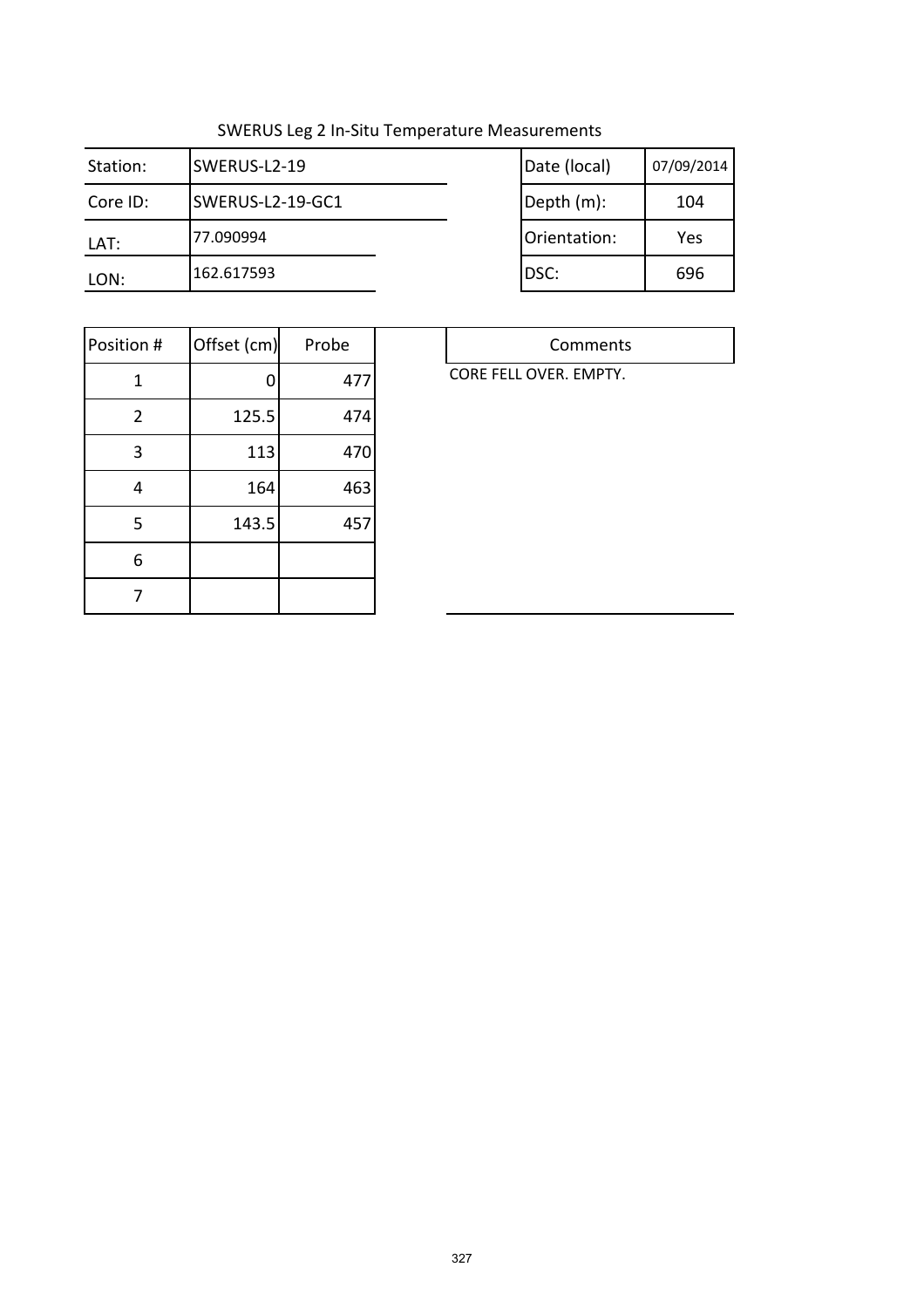# SWERUS Leg 2 In-Situ Temperature Measurements

| Station: | SWERUS-L2-19 | Date (local) | 07/09/2014 |
|---|---|---|---|
| Core ID: | SWERUS-L2-19-GC1 | Depth (m): | 104 |
| LAT: | 77.090994 | Orientation: | Yes |
| LON: | 162.617593 | DSC: | 696 |

| Position # | Offset (cm) | Probe |
|---|---|---|
| 1 | 0 | 477 |
| 2 | 125.5 | 474 |
| 3 | 113 | 470 |
| 4 | 164 | 463 |
| 5 | 143.5 | 457 |
| 6 | | |
| 7 | | |

| Comments |
|---|
| CORE FELL OVER. EMPTY. |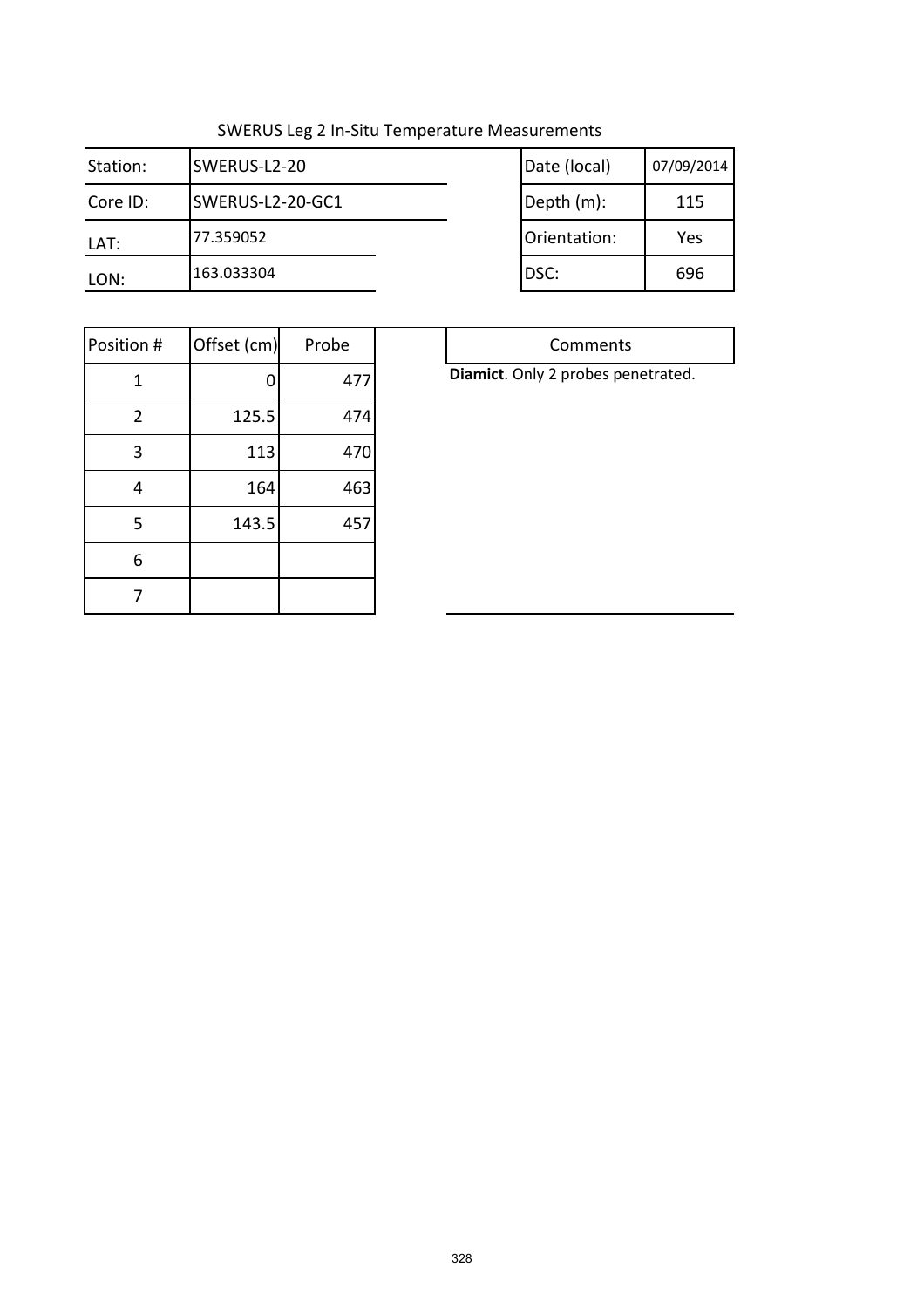SWERUS Leg 2 In-Situ Temperature Measurements

| Station: | SWERUS-L2-20 | Date (local) | 07/09/2014 |
|---|---|---|---|
| Core ID: | SWERUS-L2-20-GC1 | Depth (m): | 115 |
| LAT: | 77.359052 | Orientation: | Yes |
| LON: | 163.033304 | DSC: | 696 |

| Position # | Offset (cm) | Probe |
|---|---|---|
| 1 | 0 | 477 |
| 2 | 125.5 | 474 |
| 3 | 113 | 470 |
| 4 | 164 | 463 |
| 5 | 143.5 | 457 |
| 6 | | |
| 7 | | |

| Comments |
|---|
| **Diamict**. Only 2 probes penetrated. |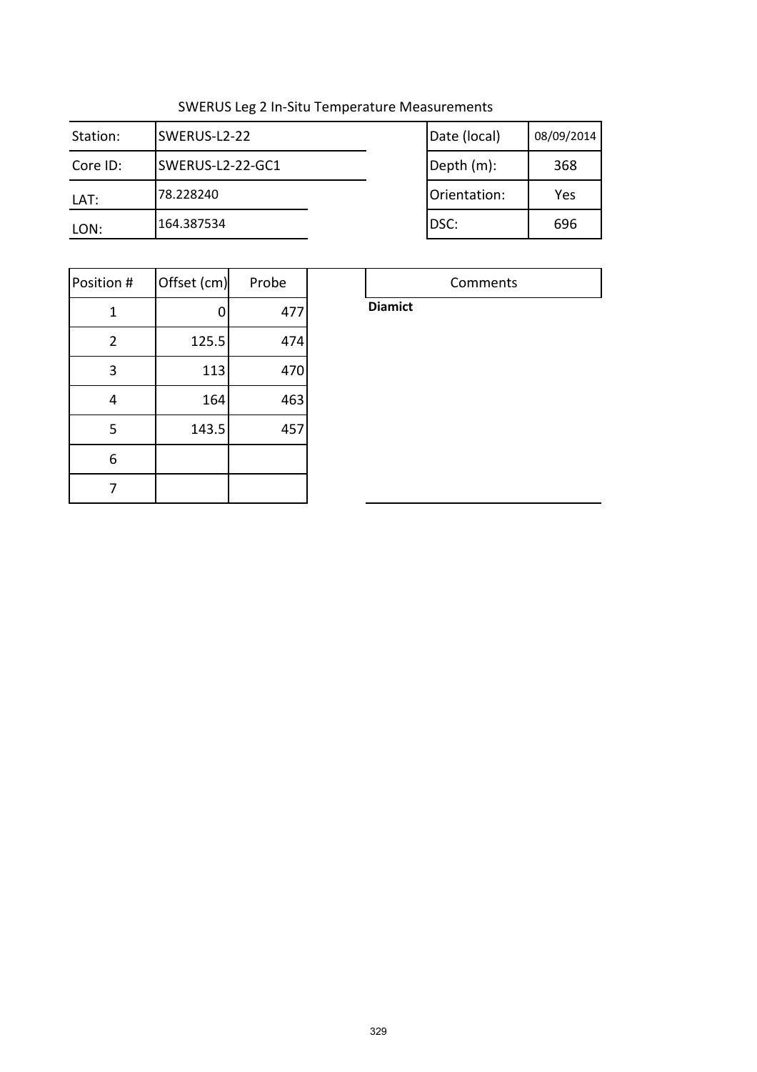SWERUS Leg 2 In-Situ Temperature Measurements

| Station: | SWERUS-L2-22 | Date (local) | 08/09/2014 |
|---|---|---|---|
| Core ID: | SWERUS-L2-22-GC1 | Depth (m): | 368 |
| LAT: | 78.228240 | Orientation: | Yes |
| LON: | 164.387534 | DSC: | 696 |

| Position # | Offset (cm) | Probe |
|---|---|---|
| 1 | 0 | 477 |
| 2 | 125.5 | 474 |
| 3 | 113 | 470 |
| 4 | 164 | 463 |
| 5 | 143.5 | 457 |
| 6 | | |
| 7 | | |

| Comments |
|---|
| **Diamict** |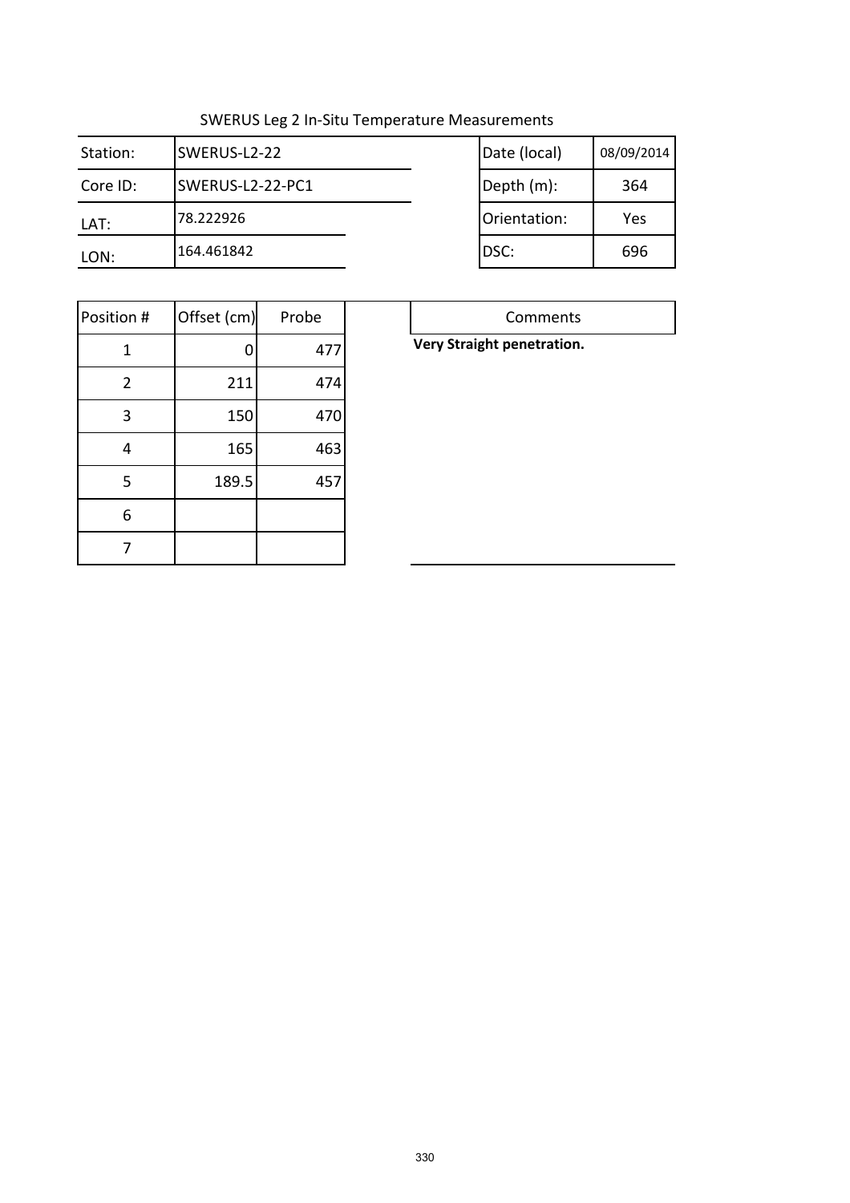SWERUS Leg 2 In-Situ Temperature Measurements

| Station: | SWERUS-L2-22 | Date (local) | 08/09/2014 |
|---|---|---|---|
| Core ID: | SWERUS-L2-22-PC1 | Depth (m): | 364 |
| LAT: | 78.222926 | Orientation: | Yes |
| LON: | 164.461842 | DSC: | 696 |

| Position # | Offset (cm) | Probe |
|---|---|---|
| 1 | 0 | 477 |
| 2 | 211 | 474 |
| 3 | 150 | 470 |
| 4 | 165 | 463 |
| 5 | 189.5 | 457 |
| 6 | | |
| 7 | | |

| Comments |
|---|
| **Very Straight penetration.** |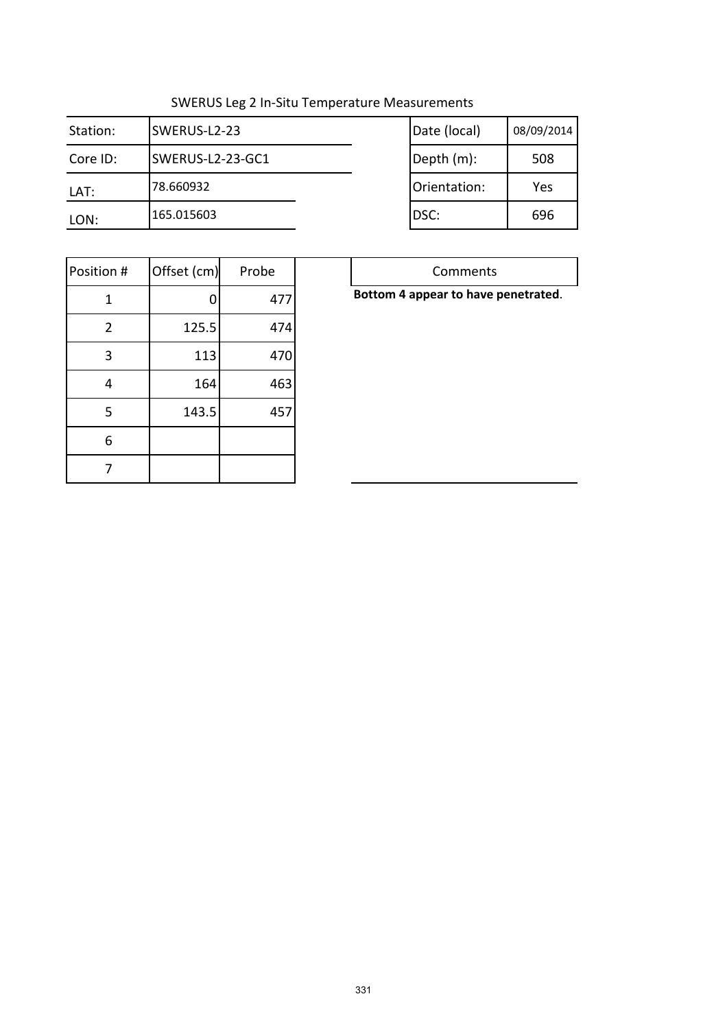# SWERUS Leg 2 In-Situ Temperature Measurements

| Station: | SWERUS-L2-23 | Date (local) | 08/09/2014 |
|---|---|---|---|
| Core ID: | SWERUS-L2-23-GC1 | Depth (m): | 508 |
| LAT: | 78.660932 | Orientation: | Yes |
| LON: | 165.015603 | DSC: | 696 |

| Position # | Offset (cm) | Probe |
|---|---|---|
| 1 | 0 | 477 |
| 2 | 125.5 | 474 |
| 3 | 113 | 470 |
| 4 | 164 | 463 |
| 5 | 143.5 | 457 |
| 6 | | |
| 7 | | |

| Comments |
|---|
| **Bottom 4 appear to have penetrated**. |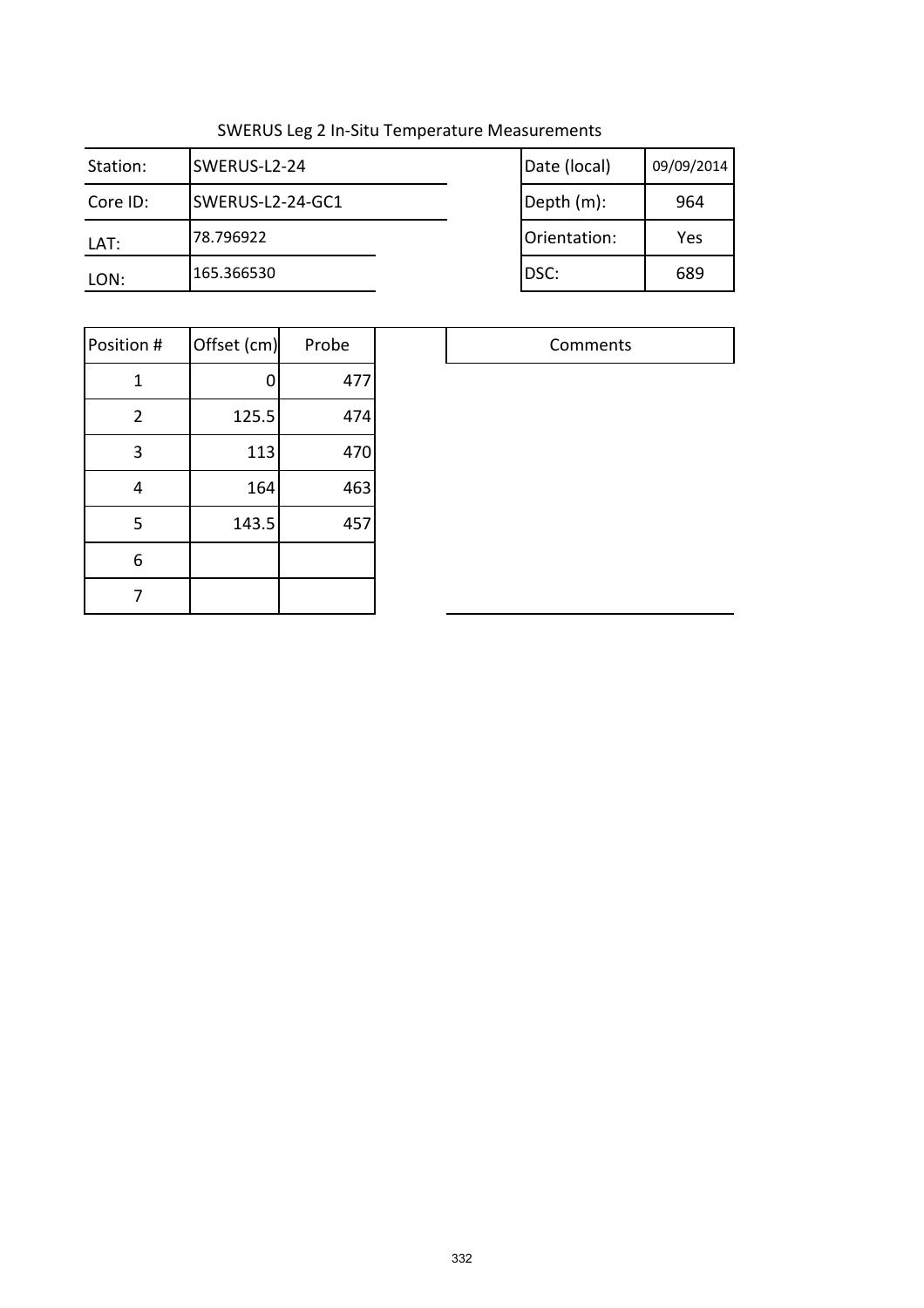SWERUS Leg 2 In-Situ Temperature Measurements

| Station: | SWERUS-L2-24 | Date (local) | 09/09/2014 |
|---|---|---|---|
| Core ID: | SWERUS-L2-24-GC1 | Depth (m): | 964 |
| LAT: | 78.796922 | Orientation: | Yes |
| LON: | 165.366530 | DSC: | 689 |

| Position # | Offset (cm) | Probe |
|---|---|---|
| 1 | 0 | 477 |
| 2 | 125.5 | 474 |
| 3 | 113 | 470 |
| 4 | 164 | 463 |
| 5 | 143.5 | 457 |
| 6 | | |
| 7 | | |

| Comments |
|---|
| |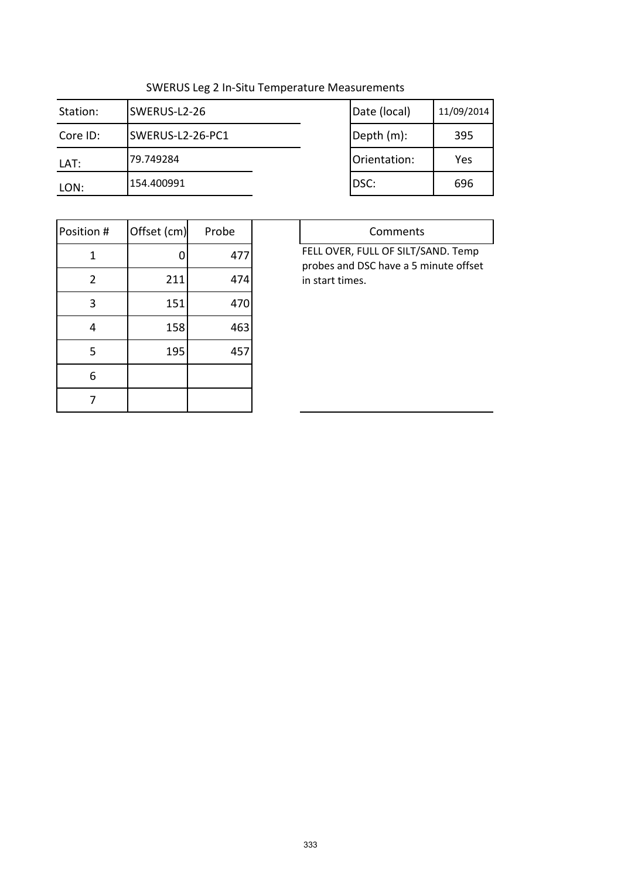SWERUS Leg 2 In-Situ Temperature Measurements

| Station: | SWERUS-L2-26 | Date (local) | 11/09/2014 |
|---|---|---|---|
| Core ID: | SWERUS-L2-26-PC1 | Depth (m): | 395 |
| LAT: | 79.749284 | Orientation: | Yes |
| LON: | 154.400991 | DSC: | 696 |

| Position # | Offset (cm) | Probe |
|---|---|---|
| 1 | 0 | 477 |
| 2 | 211 | 474 |
| 3 | 151 | 470 |
| 4 | 158 | 463 |
| 5 | 195 | 457 |
| 6 | | |
| 7 | | |

| Comments |
|---|
| FELL OVER, FULL OF SILT/SAND. Temp probes and DSC have a 5 minute offset in start times. |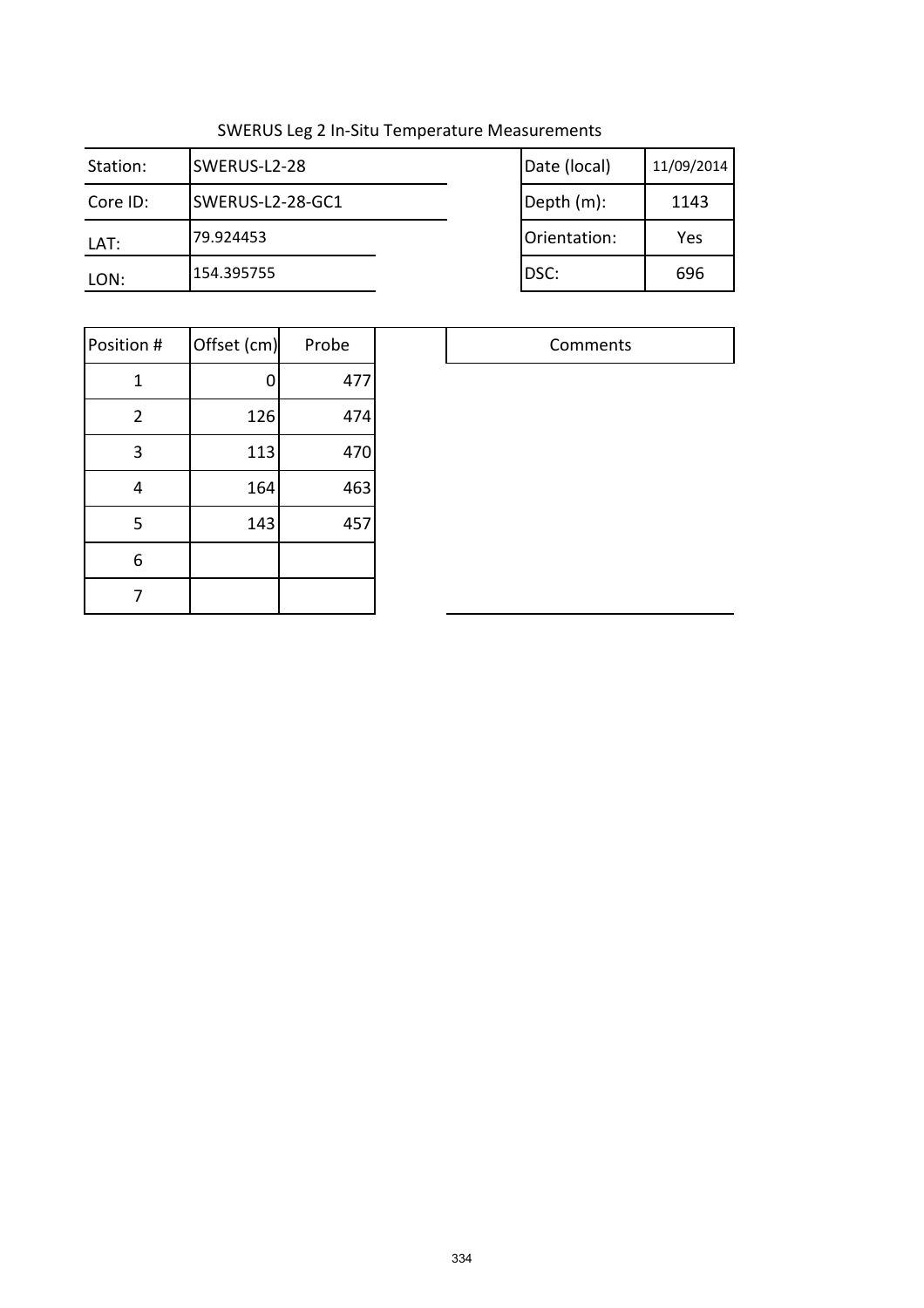SWERUS Leg 2 In-Situ Temperature Measurements

| Station: | SWERUS-L2-28 | Date (local) | 11/09/2014 |
|---|---|---|---|
| Core ID: | SWERUS-L2-28-GC1 | Depth (m): | 1143 |
| LAT: | 79.924453 | Orientation: | Yes |
| LON: | 154.395755 | DSC: | 696 |

| Position # | Offset (cm) | Probe |
|---|---|---|
| 1 | 0 | 477 |
| 2 | 126 | 474 |
| 3 | 113 | 470 |
| 4 | 164 | 463 |
| 5 | 143 | 457 |
| 6 | | |
| 7 | | |

| Comments |
|---|
| |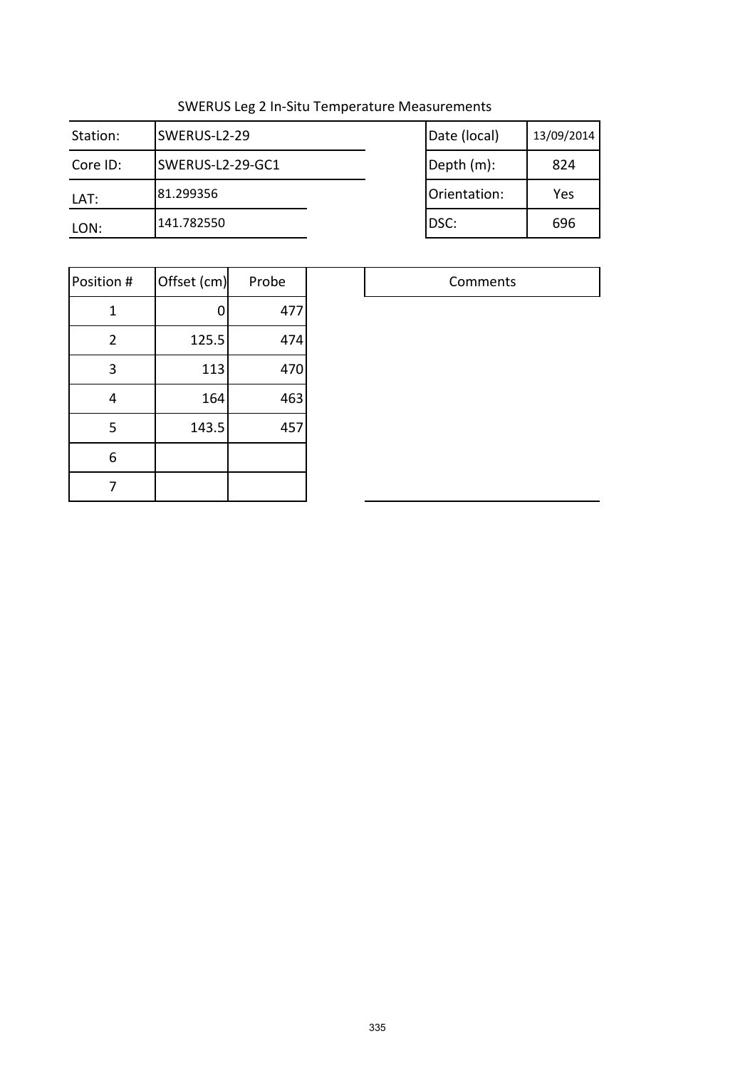SWERUS Leg 2 In-Situ Temperature Measurements

| Station: | SWERUS-L2-29 | Date (local) | 13/09/2014 |
|---|---|---|---|
| Core ID: | SWERUS-L2-29-GC1 | Depth (m): | 824 |
| LAT: | 81.299356 | Orientation: | Yes |
| LON: | 141.782550 | DSC: | 696 |

| Position # | Offset (cm) | Probe |
|---|---|---|
| 1 | 0 | 477 |
| 2 | 125.5 | 474 |
| 3 | 113 | 470 |
| 4 | 164 | 463 |
| 5 | 143.5 | 457 |
| 6 | | |
| 7 | | |

| Comments |
|---|
| |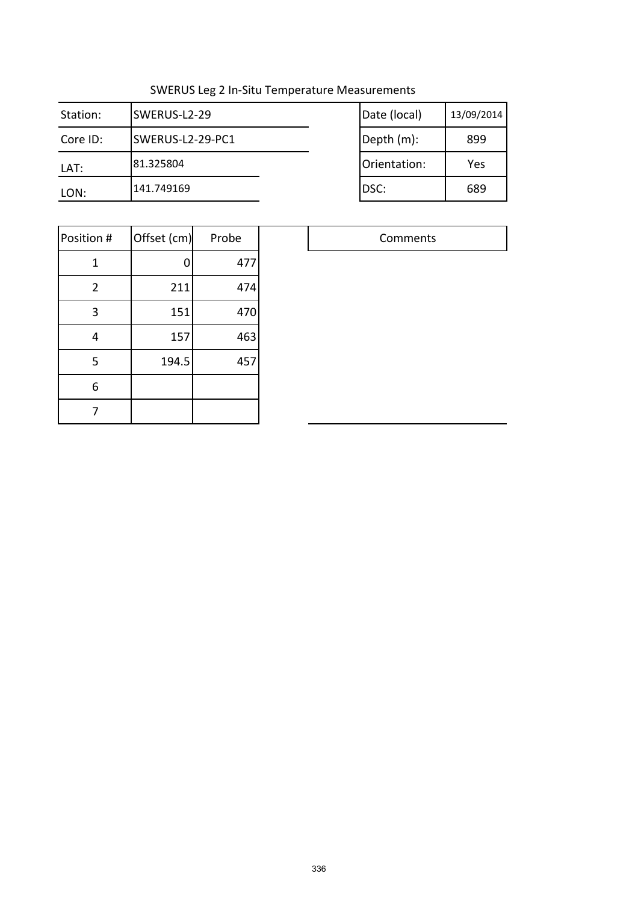SWERUS Leg 2 In-Situ Temperature Measurements

| Station: | SWERUS-L2-29 | Date (local) | 13/09/2014 |
|---|---|---|---|
| Core ID: | SWERUS-L2-29-PC1 | Depth (m): | 899 |
| LAT: | 81.325804 | Orientation: | Yes |
| LON: | 141.749169 | DSC: | 689 |

| Position # | Offset (cm) | Probe |
|---|---|---|
| 1 | 0 | 477 |
| 2 | 211 | 474 |
| 3 | 151 | 470 |
| 4 | 157 | 463 |
| 5 | 194.5 | 457 |
| 6 | | |
| 7 | | |

| Comments |
|---|
| |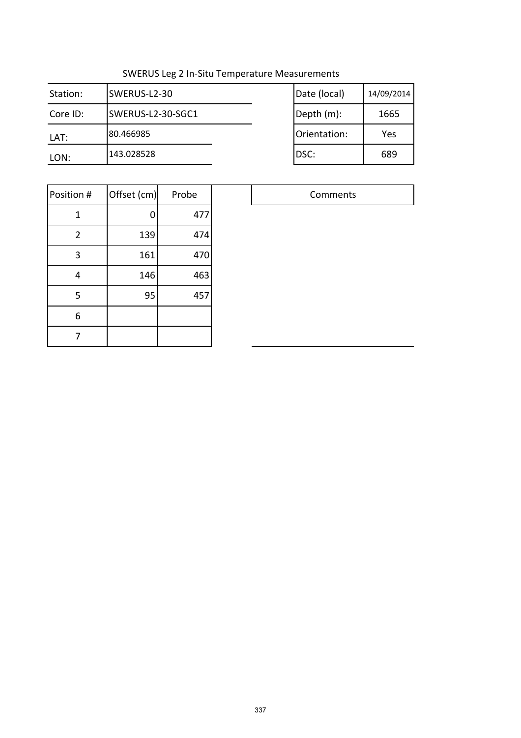SWERUS Leg 2 In-Situ Temperature Measurements

| Station: | SWERUS-L2-30 | Date (local) | 14/09/2014 |
|---|---|---|---|
| Core ID: | SWERUS-L2-30-SGC1 | Depth (m): | 1665 |
| LAT: | 80.466985 | Orientation: | Yes |
| LON: | 143.028528 | DSC: | 689 |

| Position # | Offset (cm) | Probe |
|---|---|---|
| 1 | 0 | 477 |
| 2 | 139 | 474 |
| 3 | 161 | 470 |
| 4 | 146 | 463 |
| 5 | 95 | 457 |
| 6 | | |
| 7 | | |

| Comments |
|---|
| |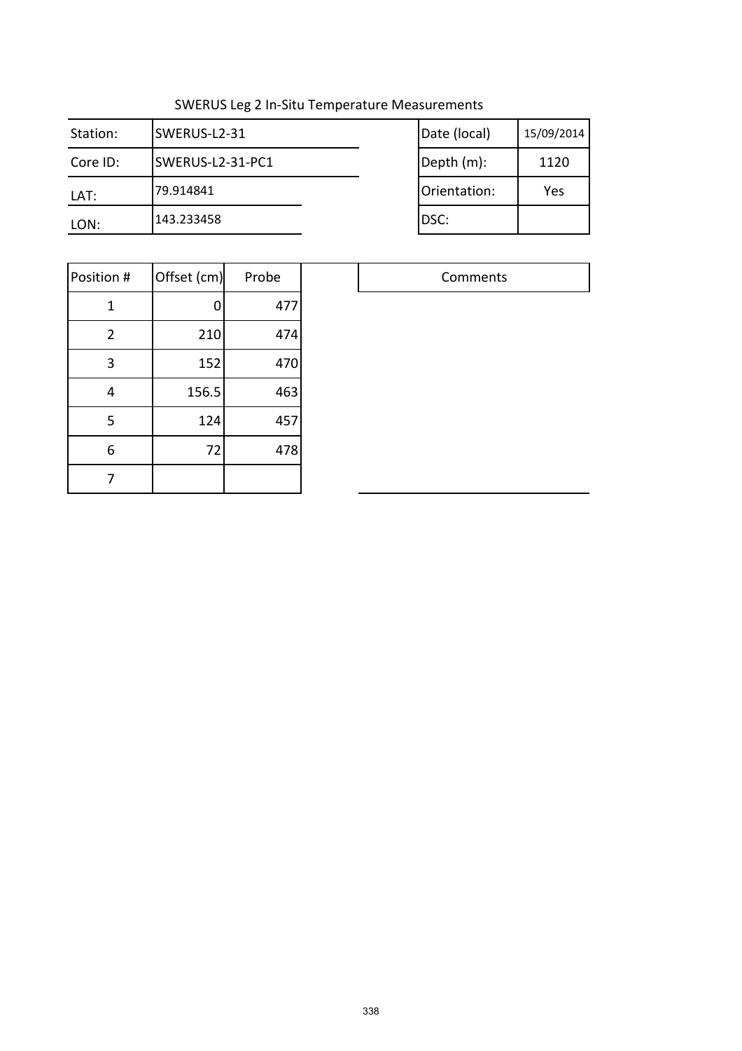SWERUS Leg 2 In-Situ Temperature Measurements

| Station: | SWERUS-L2-31 | Date (local) | 15/09/2014 |
|---|---|---|---|
| Core ID: | SWERUS-L2-31-PC1 | Depth (m): | 1120 |
| LAT: | 79.914841 | Orientation: | Yes |
| LON: | 143.233458 | DSC: | |

| Position # | Offset (cm) | Probe |
|---|---|---|
| 1 | 0 | 477 |
| 2 | 210 | 474 |
| 3 | 152 | 470 |
| 4 | 156.5 | 463 |
| 5 | 124 | 457 |
| 6 | 72 | 478 |
| 7 | | |

| Comments |
|---|
| |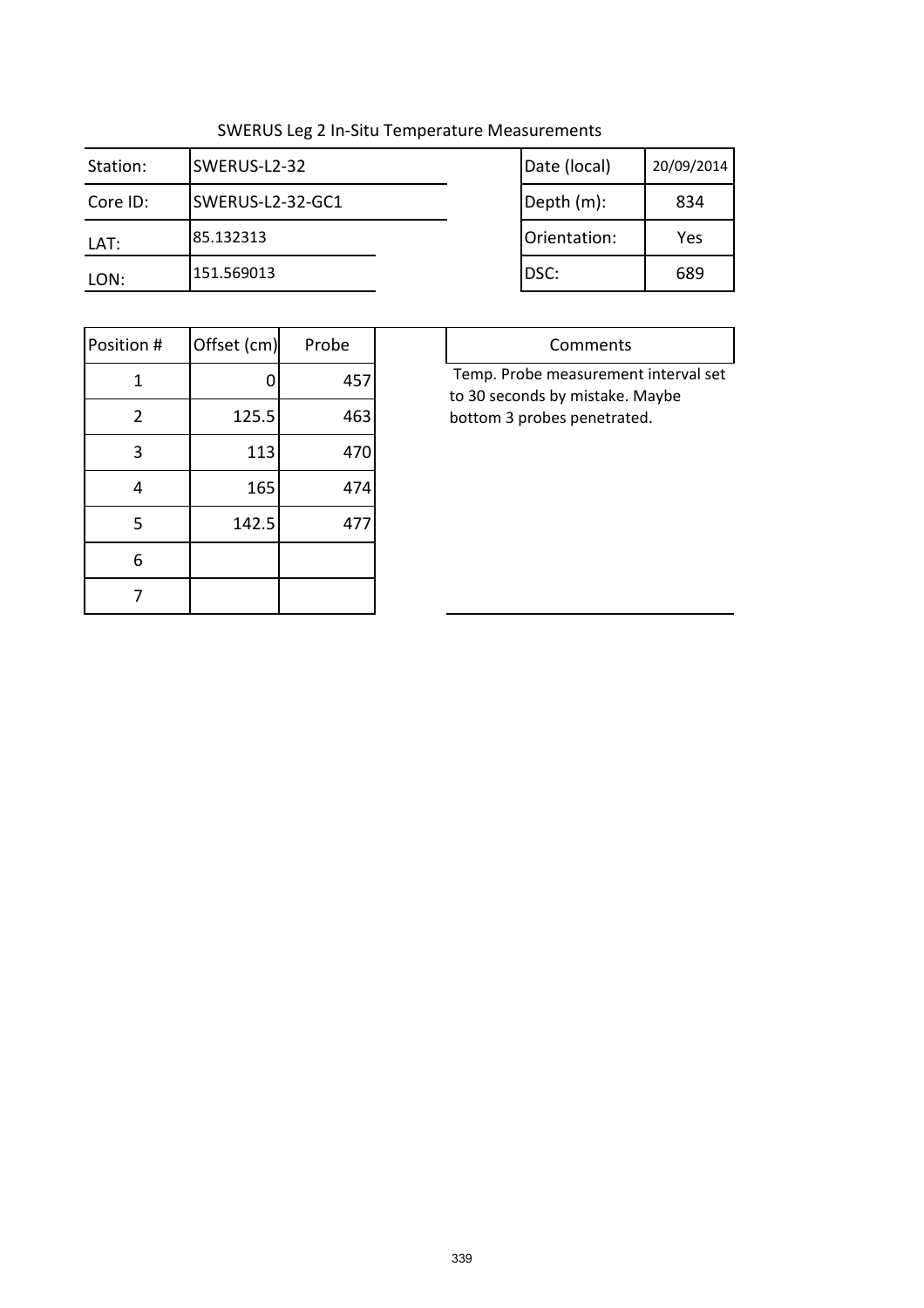SWERUS Leg 2 In-Situ Temperature Measurements

| Station: | SWERUS-L2-32 | Date (local) | 20/09/2014 |
|---|---|---|---|
| Core ID: | SWERUS-L2-32-GC1 | Depth (m): | 834 |
| LAT: | 85.132313 | Orientation: | Yes |
| LON: | 151.569013 | DSC: | 689 |

| Position # | Offset (cm) | Probe |
|---|---|---|
| 1 | 0 | 457 |
| 2 | 125.5 | 463 |
| 3 | 113 | 470 |
| 4 | 165 | 474 |
| 5 | 142.5 | 477 |
| 6 | | |
| 7 | | |

| Comments |
|---|
| Temp. Probe measurement interval set to 30 seconds by mistake. Maybe bottom 3 probes penetrated. |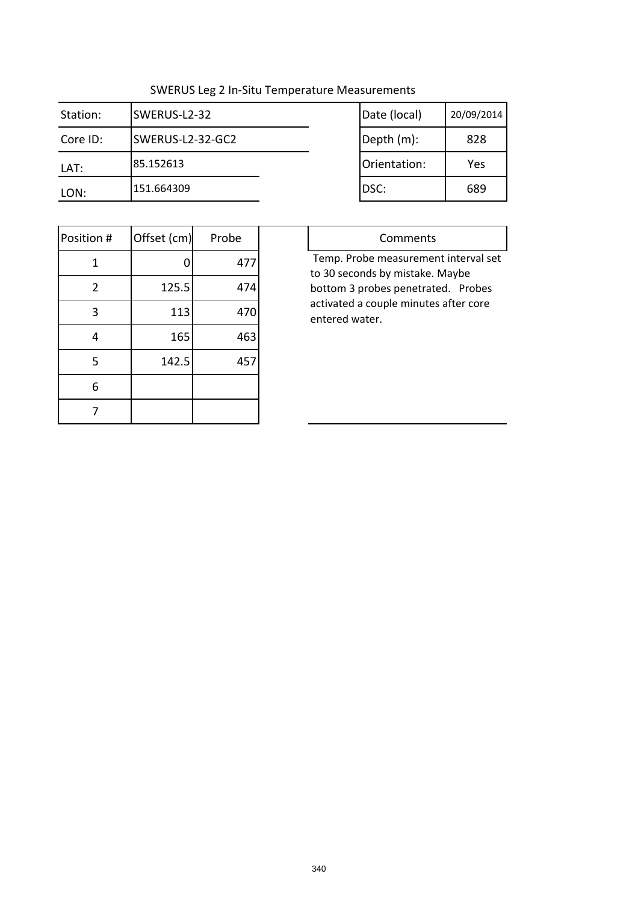SWERUS Leg 2 In-Situ Temperature Measurements

| Station: | SWERUS-L2-32 | Date (local) | 20/09/2014 |
|---|---|---|---|
| Core ID: | SWERUS-L2-32-GC2 | Depth (m): | 828 |
| LAT: | 85.152613 | Orientation: | Yes |
| LON: | 151.664309 | DSC: | 689 |

| Position # | Offset (cm) | Probe |
|---|---|---|
| 1 | 0 | 477 |
| 2 | 125.5 | 474 |
| 3 | 113 | 470 |
| 4 | 165 | 463 |
| 5 | 142.5 | 457 |
| 6 | | |
| 7 | | |

| Comments |
|---|
| Temp. Probe measurement interval set to 30 seconds by mistake. Maybe bottom 3 probes penetrated. Probes activated a couple minutes after core entered water. |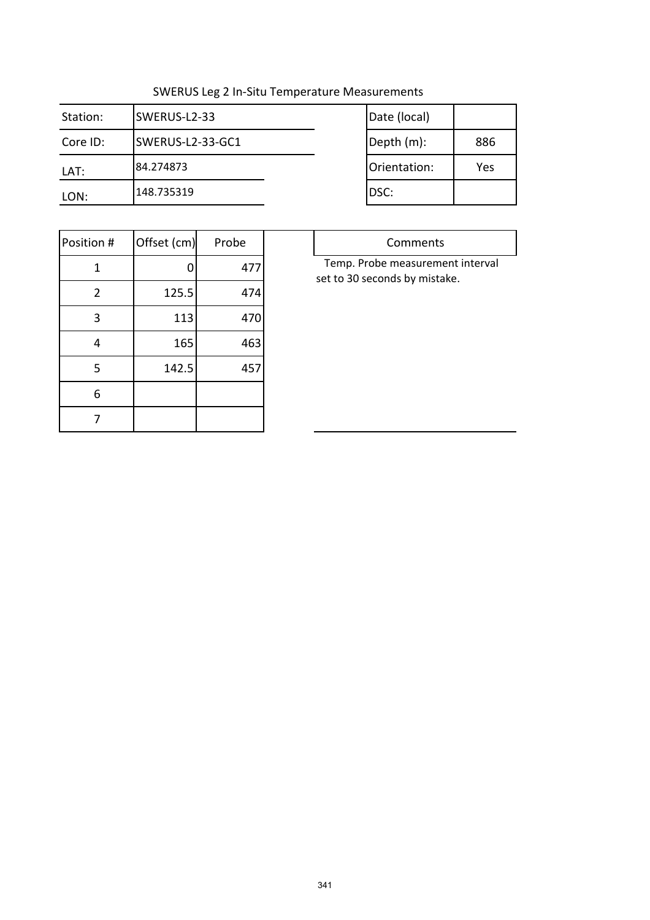SWERUS Leg 2 In-Situ Temperature Measurements

| Station: | SWERUS-L2-33 | Date (local) | |
|---|---|---|---|
| Core ID: | SWERUS-L2-33-GC1 | Depth (m): | 886 |
| LAT: | 84.274873 | Orientation: | Yes |
| LON: | 148.735319 | DSC: | |

| Position # | Offset (cm) | Probe |
|---|---|---|
| 1 | 0 | 477 |
| 2 | 125.5 | 474 |
| 3 | 113 | 470 |
| 4 | 165 | 463 |
| 5 | 142.5 | 457 |
| 6 | | |
| 7 | | |

| Comments |
|---|
| Temp. Probe measurement interval set to 30 seconds by mistake. |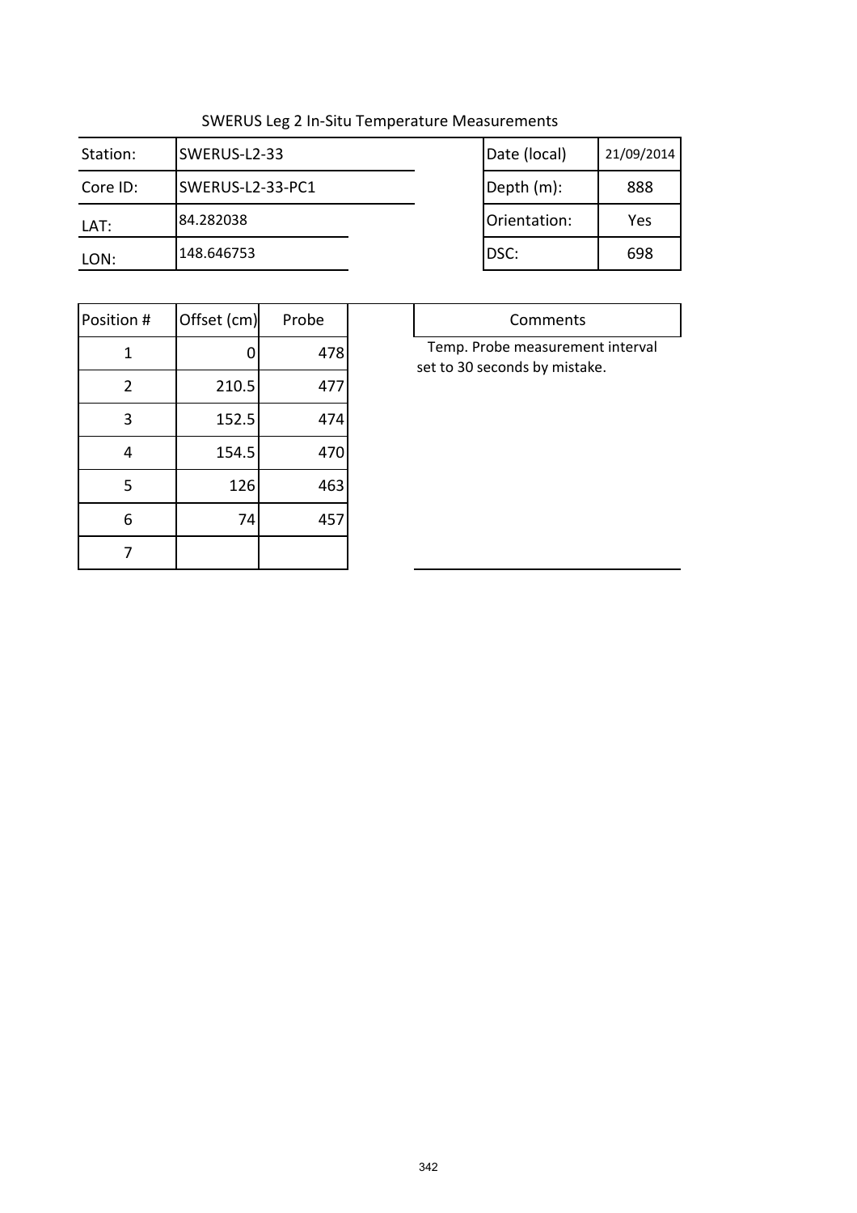SWERUS Leg 2 In-Situ Temperature Measurements

| | | | |
|---|---|---|---|
| Station: | SWERUS-L2-33 | Date (local) | 21/09/2014 |
| Core ID: | SWERUS-L2-33-PC1 | Depth (m): | 888 |
| LAT: | 84.282038 | Orientation: | Yes |
| LON: | 148.646753 | DSC: | 698 |

| Position # | Offset (cm) | Probe |
|---|---|---|
| 1 | 0 | 478 |
| 2 | 210.5 | 477 |
| 3 | 152.5 | 474 |
| 4 | 154.5 | 470 |
| 5 | 126 | 463 |
| 6 | 74 | 457 |
| 7 | | |

| Comments |
|---|
| Temp. Probe measurement interval set to 30 seconds by mistake. |